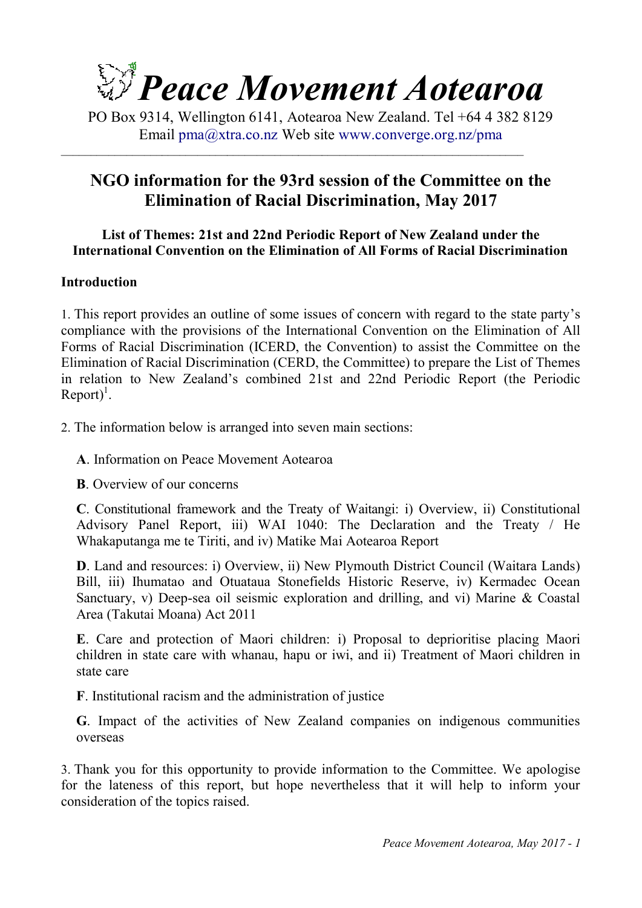# Peace Movement Aotearoa

PO Box 9314, Wellington 6141, Aotearoa New Zealand. Tel +64 4 382 8129
Email pma@xtra.co.nz Web site www.converge.org.nz/pma

## NGO information for the 93rd session of the Committee on the Elimination of Racial Discrimination, May 2017

### List of Themes: 21st and 22nd Periodic Report of New Zealand under the International Convention on the Elimination of All Forms of Racial Discrimination

### Introduction

1. This report provides an outline of some issues of concern with regard to the state party's compliance with the provisions of the International Convention on the Elimination of All Forms of Racial Discrimination (ICERD, the Convention) to assist the Committee on the Elimination of Racial Discrimination (CERD, the Committee) to prepare the List of Themes in relation to New Zealand's combined 21st and 22nd Periodic Report (the Periodic Report)[1].

2. The information below is arranged into seven main sections:

**A**. Information on Peace Movement Aotearoa

**B**. Overview of our concerns

**C**. Constitutional framework and the Treaty of Waitangi: i) Overview, ii) Constitutional Advisory Panel Report, iii) WAI 1040: The Declaration and the Treaty / He Whakaputanga me te Tiriti, and iv) Matike Mai Aotearoa Report

**D**. Land and resources: i) Overview, ii) New Plymouth District Council (Waitara Lands) Bill, iii) Ihumatao and Otuataua Stonefields Historic Reserve, iv) Kermadec Ocean Sanctuary, v) Deep-sea oil seismic exploration and drilling, and vi) Marine & Coastal Area (Takutai Moana) Act 2011

**E**. Care and protection of Maori children: i) Proposal to deprioritise placing Maori children in state care with whanau, hapu or iwi, and ii) Treatment of Maori children in state care

**F**. Institutional racism and the administration of justice

**G**. Impact of the activities of New Zealand companies on indigenous communities overseas

3. Thank you for this opportunity to provide information to the Committee. We apologise for the lateness of this report, but hope nevertheless that it will help to inform your consideration of the topics raised.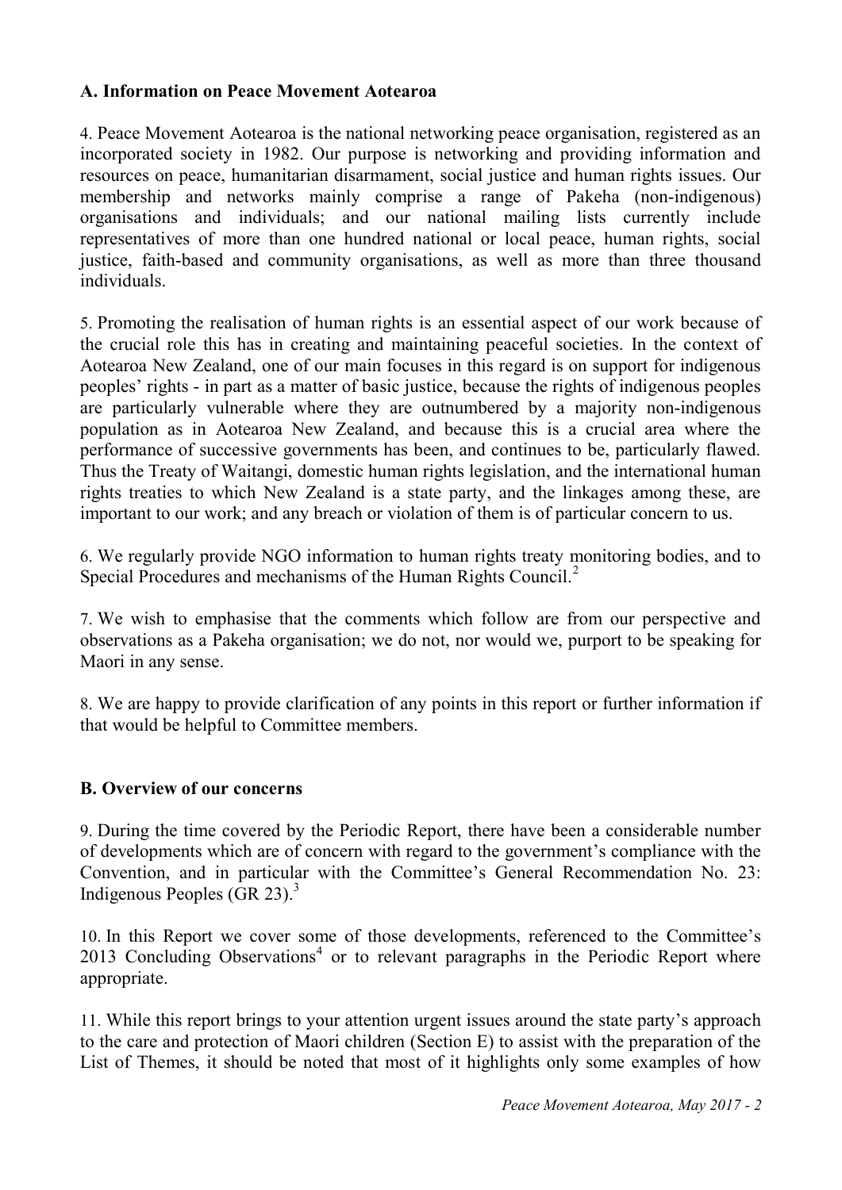## A. Information on Peace Movement Aotearoa

4. Peace Movement Aotearoa is the national networking peace organisation, registered as an incorporated society in 1982. Our purpose is networking and providing information and resources on peace, humanitarian disarmament, social justice and human rights issues. Our membership and networks mainly comprise a range of Pakeha (non-indigenous) organisations and individuals; and our national mailing lists currently include representatives of more than one hundred national or local peace, human rights, social justice, faith-based and community organisations, as well as more than three thousand individuals.

5. Promoting the realisation of human rights is an essential aspect of our work because of the crucial role this has in creating and maintaining peaceful societies. In the context of Aotearoa New Zealand, one of our main focuses in this regard is on support for indigenous peoples' rights - in part as a matter of basic justice, because the rights of indigenous peoples are particularly vulnerable where they are outnumbered by a majority non-indigenous population as in Aotearoa New Zealand, and because this is a crucial area where the performance of successive governments has been, and continues to be, particularly flawed. Thus the Treaty of Waitangi, domestic human rights legislation, and the international human rights treaties to which New Zealand is a state party, and the linkages among these, are important to our work; and any breach or violation of them is of particular concern to us.

6. We regularly provide NGO information to human rights treaty monitoring bodies, and to Special Procedures and mechanisms of the Human Rights Council.[2]

7. We wish to emphasise that the comments which follow are from our perspective and observations as a Pakeha organisation; we do not, nor would we, purport to be speaking for Maori in any sense.

8. We are happy to provide clarification of any points in this report or further information if that would be helpful to Committee members.

## B. Overview of our concerns

9. During the time covered by the Periodic Report, there have been a considerable number of developments which are of concern with regard to the government's compliance with the Convention, and in particular with the Committee's General Recommendation No. 23: Indigenous Peoples (GR 23).[3]

10. In this Report we cover some of those developments, referenced to the Committee's 2013 Concluding Observations[4] or to relevant paragraphs in the Periodic Report where appropriate.

11. While this report brings to your attention urgent issues around the state party's approach to the care and protection of Maori children (Section E) to assist with the preparation of the List of Themes, it should be noted that most of it highlights only some examples of how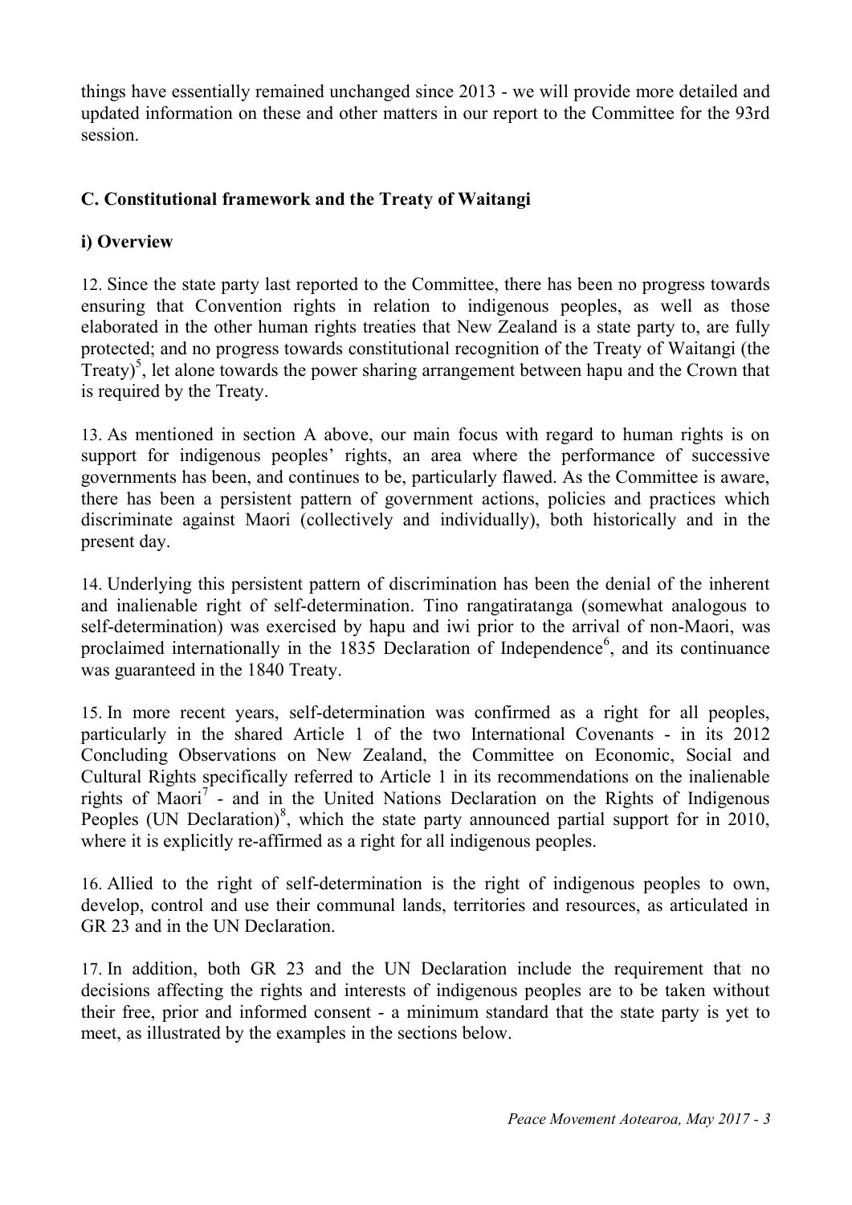things have essentially remained unchanged since 2013 - we will provide more detailed and updated information on these and other matters in our report to the Committee for the 93rd session.

## C. Constitutional framework and the Treaty of Waitangi

### i) Overview

12. Since the state party last reported to the Committee, there has been no progress towards ensuring that Convention rights in relation to indigenous peoples, as well as those elaborated in the other human rights treaties that New Zealand is a state party to, are fully protected; and no progress towards constitutional recognition of the Treaty of Waitangi (the Treaty)[5], let alone towards the power sharing arrangement between hapu and the Crown that is required by the Treaty.

13. As mentioned in section A above, our main focus with regard to human rights is on support for indigenous peoples' rights, an area where the performance of successive governments has been, and continues to be, particularly flawed. As the Committee is aware, there has been a persistent pattern of government actions, policies and practices which discriminate against Maori (collectively and individually), both historically and in the present day.

14. Underlying this persistent pattern of discrimination has been the denial of the inherent and inalienable right of self-determination. Tino rangatiratanga (somewhat analogous to self-determination) was exercised by hapu and iwi prior to the arrival of non-Maori, was proclaimed internationally in the 1835 Declaration of Independence[6], and its continuance was guaranteed in the 1840 Treaty.

15. In more recent years, self-determination was confirmed as a right for all peoples, particularly in the shared Article 1 of the two International Covenants - in its 2012 Concluding Observations on New Zealand, the Committee on Economic, Social and Cultural Rights specifically referred to Article 1 in its recommendations on the inalienable rights of Maori[7] - and in the United Nations Declaration on the Rights of Indigenous Peoples (UN Declaration)[8], which the state party announced partial support for in 2010, where it is explicitly re-affirmed as a right for all indigenous peoples.

16. Allied to the right of self-determination is the right of indigenous peoples to own, develop, control and use their communal lands, territories and resources, as articulated in GR 23 and in the UN Declaration.

17. In addition, both GR 23 and the UN Declaration include the requirement that no decisions affecting the rights and interests of indigenous peoples are to be taken without their free, prior and informed consent - a minimum standard that the state party is yet to meet, as illustrated by the examples in the sections below.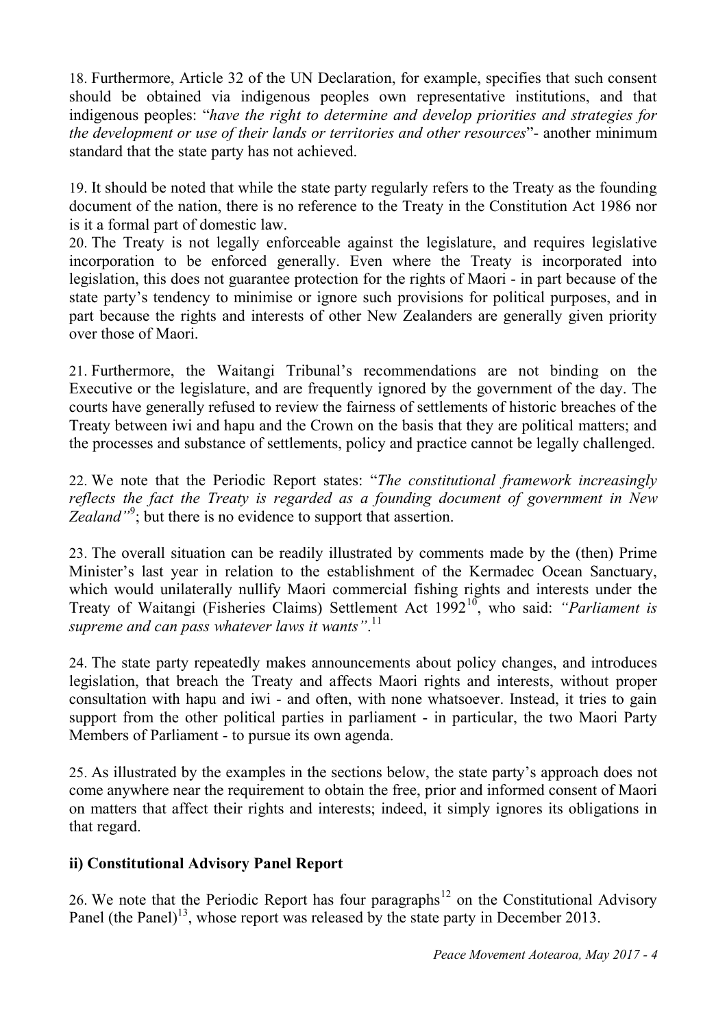18. Furthermore, Article 32 of the UN Declaration, for example, specifies that such consent should be obtained via indigenous peoples own representative institutions, and that indigenous peoples: "*have the right to determine and develop priorities and strategies for the development or use of their lands or territories and other resources*"- another minimum standard that the state party has not achieved.

19. It should be noted that while the state party regularly refers to the Treaty as the founding document of the nation, there is no reference to the Treaty in the Constitution Act 1986 nor is it a formal part of domestic law.

20. The Treaty is not legally enforceable against the legislature, and requires legislative incorporation to be enforced generally. Even where the Treaty is incorporated into legislation, this does not guarantee protection for the rights of Maori - in part because of the state party's tendency to minimise or ignore such provisions for political purposes, and in part because the rights and interests of other New Zealanders are generally given priority over those of Maori.

21. Furthermore, the Waitangi Tribunal's recommendations are not binding on the Executive or the legislature, and are frequently ignored by the government of the day. The courts have generally refused to review the fairness of settlements of historic breaches of the Treaty between iwi and hapu and the Crown on the basis that they are political matters; and the processes and substance of settlements, policy and practice cannot be legally challenged.

22. We note that the Periodic Report states: "*The constitutional framework increasingly reflects the fact the Treaty is regarded as a founding document of government in New Zealand"*[9]; but there is no evidence to support that assertion.

23. The overall situation can be readily illustrated by comments made by the (then) Prime Minister's last year in relation to the establishment of the Kermadec Ocean Sanctuary, which would unilaterally nullify Maori commercial fishing rights and interests under the Treaty of Waitangi (Fisheries Claims) Settlement Act 1992[10], who said: *"Parliament is supreme and can pass whatever laws it wants"*.[11]

24. The state party repeatedly makes announcements about policy changes, and introduces legislation, that breach the Treaty and affects Maori rights and interests, without proper consultation with hapu and iwi - and often, with none whatsoever. Instead, it tries to gain support from the other political parties in parliament - in particular, the two Maori Party Members of Parliament - to pursue its own agenda.

25. As illustrated by the examples in the sections below, the state party's approach does not come anywhere near the requirement to obtain the free, prior and informed consent of Maori on matters that affect their rights and interests; indeed, it simply ignores its obligations in that regard.

### ii) Constitutional Advisory Panel Report

26. We note that the Periodic Report has four paragraphs[12] on the Constitutional Advisory Panel (the Panel)[13], whose report was released by the state party in December 2013.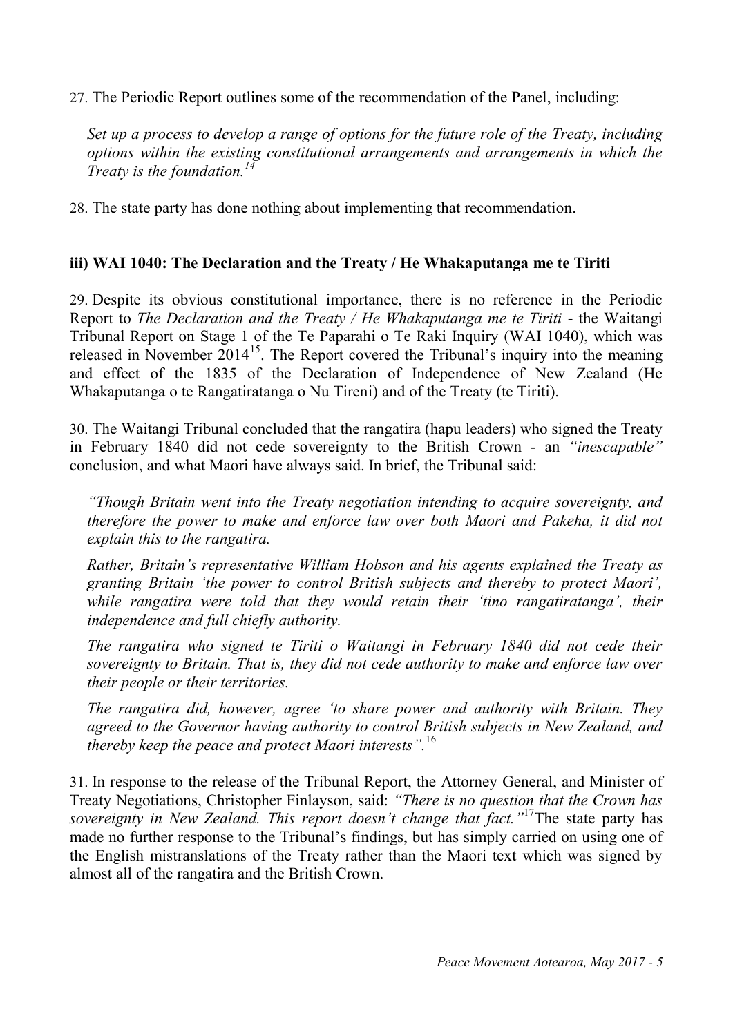27. The Periodic Report outlines some of the recommendation of the Panel, including:

*Set up a process to develop a range of options for the future role of the Treaty, including options within the existing constitutional arrangements and arrangements in which the Treaty is the foundation.*[14]

28. The state party has done nothing about implementing that recommendation.

### iii) WAI 1040: The Declaration and the Treaty / He Whakaputanga me te Tiriti

29. Despite its obvious constitutional importance, there is no reference in the Periodic Report to *The Declaration and the Treaty / He Whakaputanga me te Tiriti* - the Waitangi Tribunal Report on Stage 1 of the Te Paparahi o Te Raki Inquiry (WAI 1040), which was released in November 2014[15]. The Report covered the Tribunal's inquiry into the meaning and effect of the 1835 of the Declaration of Independence of New Zealand (He Whakaputanga o te Rangatiratanga o Nu Tireni) and of the Treaty (te Tiriti).

30. The Waitangi Tribunal concluded that the rangatira (hapu leaders) who signed the Treaty in February 1840 did not cede sovereignty to the British Crown - an *"inescapable"* conclusion, and what Maori have always said. In brief, the Tribunal said:

*"Though Britain went into the Treaty negotiation intending to acquire sovereignty, and therefore the power to make and enforce law over both Maori and Pakeha, it did not explain this to the rangatira.*

*Rather, Britain's representative William Hobson and his agents explained the Treaty as granting Britain 'the power to control British subjects and thereby to protect Maori', while rangatira were told that they would retain their 'tino rangatiratanga', their independence and full chiefly authority.*

*The rangatira who signed te Tiriti o Waitangi in February 1840 did not cede their sovereignty to Britain. That is, they did not cede authority to make and enforce law over their people or their territories.*

*The rangatira did, however, agree 'to share power and authority with Britain. They agreed to the Governor having authority to control British subjects in New Zealand, and thereby keep the peace and protect Maori interests".*[16]

31. In response to the release of the Tribunal Report, the Attorney General, and Minister of Treaty Negotiations, Christopher Finlayson, said: *"There is no question that the Crown has sovereignty in New Zealand. This report doesn't change that fact."*[17] The state party has made no further response to the Tribunal's findings, but has simply carried on using one of the English mistranslations of the Treaty rather than the Maori text which was signed by almost all of the rangatira and the British Crown.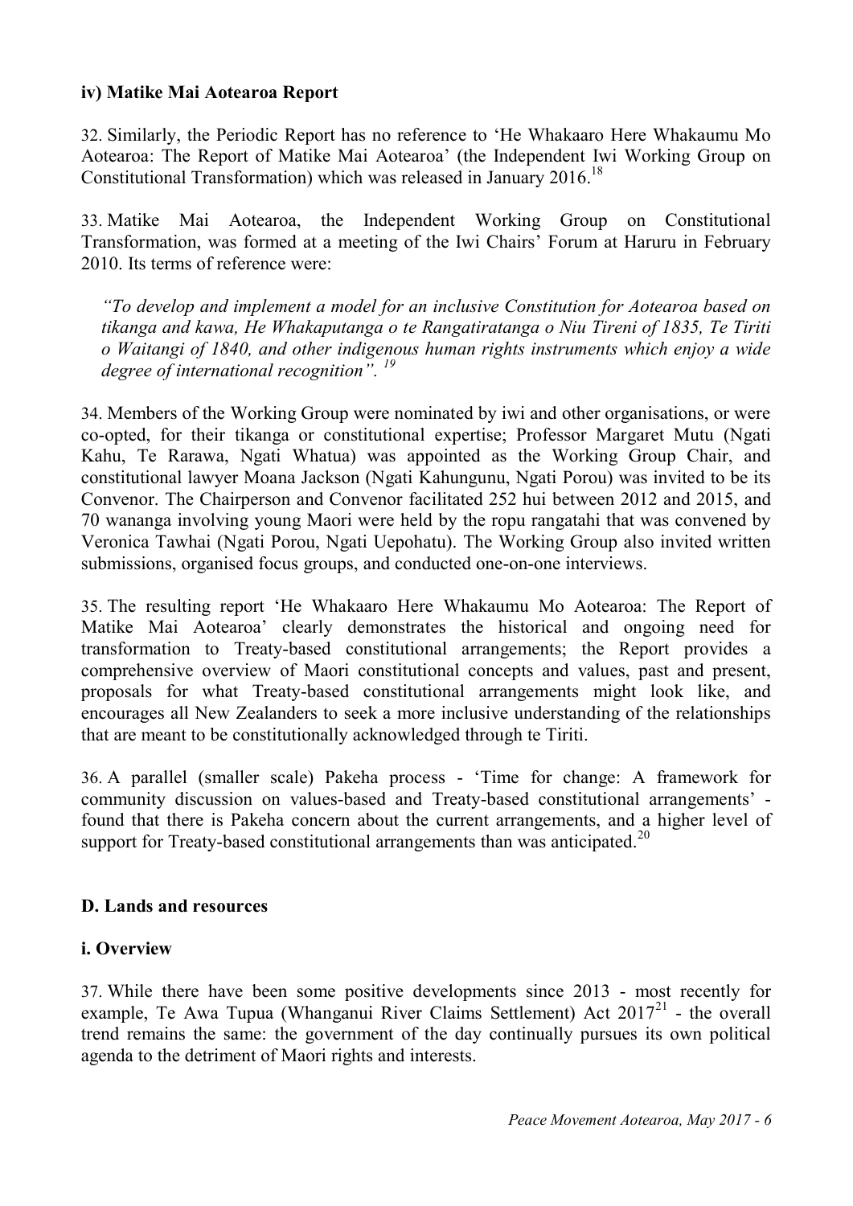### iv) Matike Mai Aotearoa Report

32. Similarly, the Periodic Report has no reference to 'He Whakaaro Here Whakaumu Mo Aotearoa: The Report of Matike Mai Aotearoa' (the Independent Iwi Working Group on Constitutional Transformation) which was released in January 2016.[18]

33. Matike Mai Aotearoa, the Independent Working Group on Constitutional Transformation, was formed at a meeting of the Iwi Chairs' Forum at Haruru in February 2010. Its terms of reference were:

> *"To develop and implement a model for an inclusive Constitution for Aotearoa based on tikanga and kawa, He Whakaputanga o te Rangatiratanga o Niu Tireni of 1835, Te Tiriti o Waitangi of 1840, and other indigenous human rights instruments which enjoy a wide degree of international recognition".* [19]

34. Members of the Working Group were nominated by iwi and other organisations, or were co-opted, for their tikanga or constitutional expertise; Professor Margaret Mutu (Ngati Kahu, Te Rarawa, Ngati Whatua) was appointed as the Working Group Chair, and constitutional lawyer Moana Jackson (Ngati Kahungunu, Ngati Porou) was invited to be its Convenor. The Chairperson and Convenor facilitated 252 hui between 2012 and 2015, and 70 wananga involving young Maori were held by the ropu rangatahi that was convened by Veronica Tawhai (Ngati Porou, Ngati Uepohatu). The Working Group also invited written submissions, organised focus groups, and conducted one-on-one interviews.

35. The resulting report 'He Whakaaro Here Whakaumu Mo Aotearoa: The Report of Matike Mai Aotearoa' clearly demonstrates the historical and ongoing need for transformation to Treaty-based constitutional arrangements; the Report provides a comprehensive overview of Maori constitutional concepts and values, past and present, proposals for what Treaty-based constitutional arrangements might look like, and encourages all New Zealanders to seek a more inclusive understanding of the relationships that are meant to be constitutionally acknowledged through te Tiriti.

36. A parallel (smaller scale) Pakeha process - 'Time for change: A framework for community discussion on values-based and Treaty-based constitutional arrangements' - found that there is Pakeha concern about the current arrangements, and a higher level of support for Treaty-based constitutional arrangements than was anticipated.[20]

## D. Lands and resources

### i. Overview

37. While there have been some positive developments since 2013 - most recently for example, Te Awa Tupua (Whanganui River Claims Settlement) Act 2017[21] - the overall trend remains the same: the government of the day continually pursues its own political agenda to the detriment of Maori rights and interests.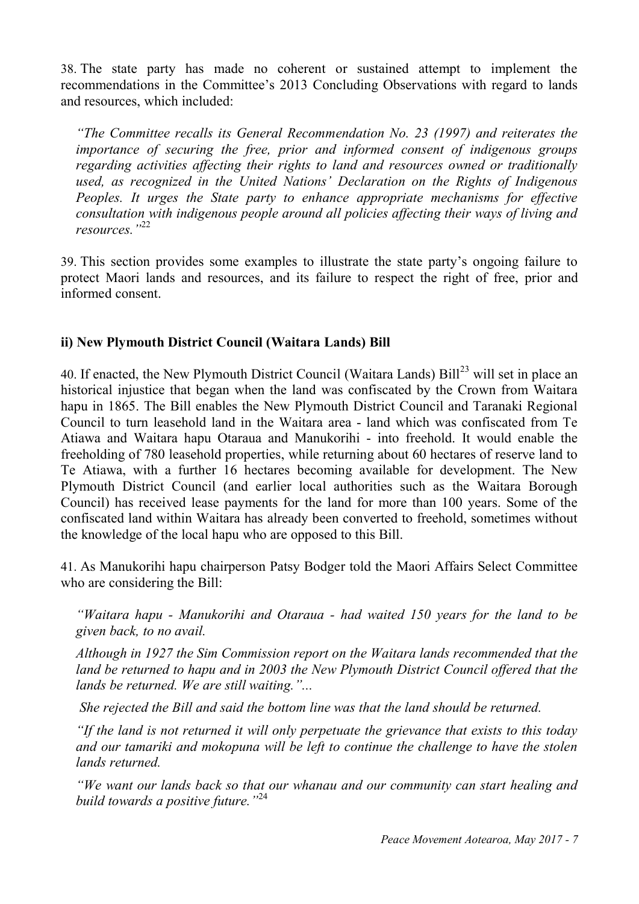38. The state party has made no coherent or sustained attempt to implement the recommendations in the Committee's 2013 Concluding Observations with regard to lands and resources, which included:

> *"The Committee recalls its General Recommendation No. 23 (1997) and reiterates the importance of securing the free, prior and informed consent of indigenous groups regarding activities affecting their rights to land and resources owned or traditionally used, as recognized in the United Nations' Declaration on the Rights of Indigenous Peoples. It urges the State party to enhance appropriate mechanisms for effective consultation with indigenous people around all policies affecting their ways of living and resources."*[22]

39. This section provides some examples to illustrate the state party's ongoing failure to protect Maori lands and resources, and its failure to respect the right of free, prior and informed consent.

### ii) New Plymouth District Council (Waitara Lands) Bill

40. If enacted, the New Plymouth District Council (Waitara Lands) Bill[23] will set in place an historical injustice that began when the land was confiscated by the Crown from Waitara hapu in 1865. The Bill enables the New Plymouth District Council and Taranaki Regional Council to turn leasehold land in the Waitara area - land which was confiscated from Te Atiawa and Waitara hapu Otaraua and Manukorihi - into freehold. It would enable the freeholding of 780 leasehold properties, while returning about 60 hectares of reserve land to Te Atiawa, with a further 16 hectares becoming available for development. The New Plymouth District Council (and earlier local authorities such as the Waitara Borough Council) has received lease payments for the land for more than 100 years. Some of the confiscated land within Waitara has already been converted to freehold, sometimes without the knowledge of the local hapu who are opposed to this Bill.

41. As Manukorihi hapu chairperson Patsy Bodger told the Maori Affairs Select Committee who are considering the Bill:

> *"Waitara hapu - Manukorihi and Otaraua - had waited 150 years for the land to be given back, to no avail.*
>
> *Although in 1927 the Sim Commission report on the Waitara lands recommended that the land be returned to hapu and in 2003 the New Plymouth District Council offered that the lands be returned. We are still waiting."...*
>
> *She rejected the Bill and said the bottom line was that the land should be returned.*
>
> *"If the land is not returned it will only perpetuate the grievance that exists to this today and our tamariki and mokopuna will be left to continue the challenge to have the stolen lands returned.*
>
> *"We want our lands back so that our whanau and our community can start healing and build towards a positive future."*[24]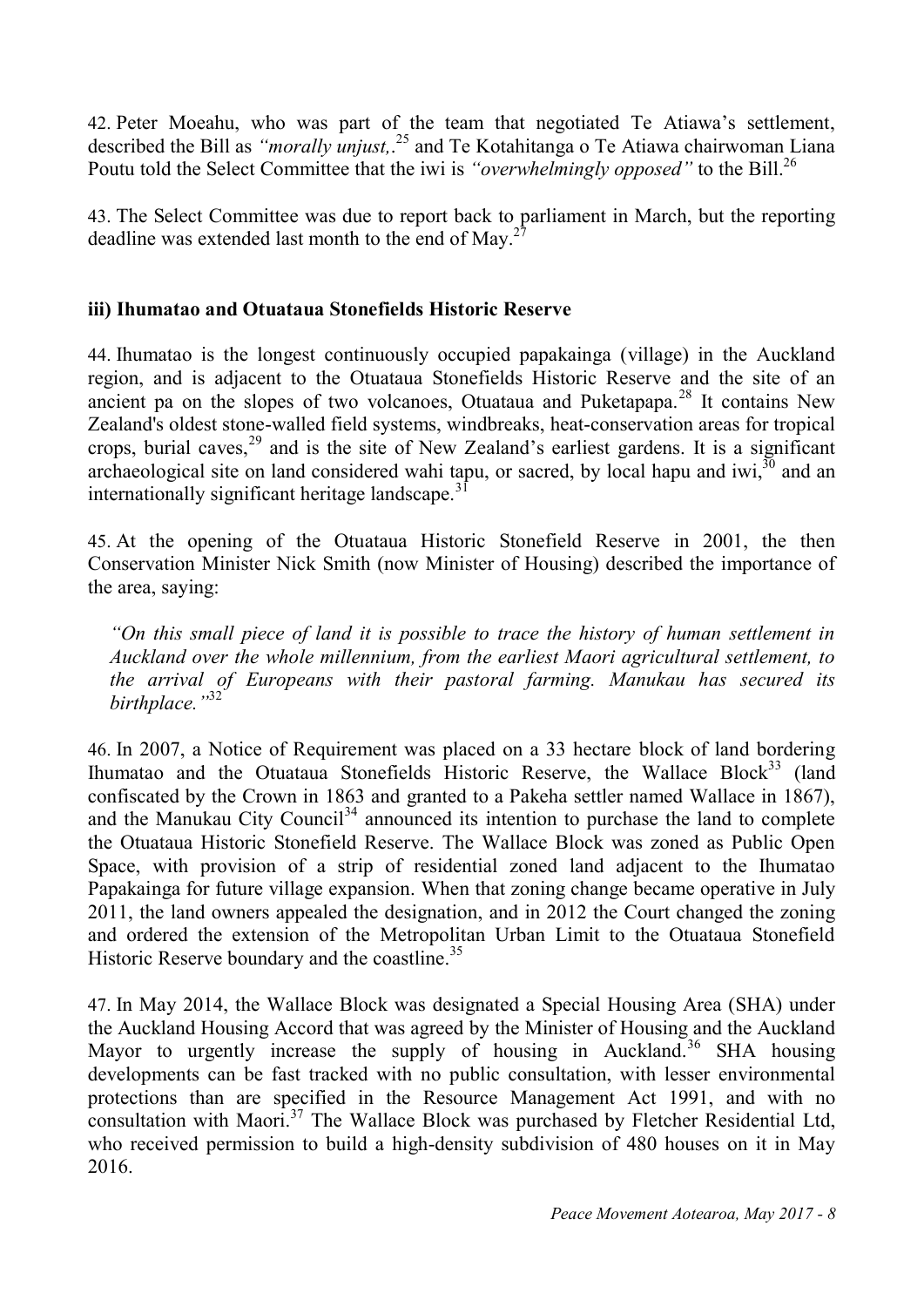42. Peter Moeahu, who was part of the team that negotiated Te Atiawa's settlement, described the Bill as *"morally unjust,*.[25] and Te Kotahitanga o Te Atiawa chairwoman Liana Poutu told the Select Committee that the iwi is *"overwhelmingly opposed"* to the Bill.[26]

43. The Select Committee was due to report back to parliament in March, but the reporting deadline was extended last month to the end of May.[27]

### iii) Ihumatao and Otuataua Stonefields Historic Reserve

44. Ihumatao is the longest continuously occupied papakainga (village) in the Auckland region, and is adjacent to the Otuataua Stonefields Historic Reserve and the site of an ancient pa on the slopes of two volcanoes, Otuataua and Puketapapa.[28] It contains New Zealand's oldest stone-walled field systems, windbreaks, heat-conservation areas for tropical crops, burial caves,[29] and is the site of New Zealand's earliest gardens. It is a significant archaeological site on land considered wahi tapu, or sacred, by local hapu and iwi,[30] and an internationally significant heritage landscape.[31]

45. At the opening of the Otuataua Historic Stonefield Reserve in 2001, the then Conservation Minister Nick Smith (now Minister of Housing) described the importance of the area, saying:

> *"On this small piece of land it is possible to trace the history of human settlement in Auckland over the whole millennium, from the earliest Maori agricultural settlement, to the arrival of Europeans with their pastoral farming. Manukau has secured its birthplace."*[32]

46. In 2007, a Notice of Requirement was placed on a 33 hectare block of land bordering Ihumatao and the Otuataua Stonefields Historic Reserve, the Wallace Block[33] (land confiscated by the Crown in 1863 and granted to a Pakeha settler named Wallace in 1867), and the Manukau City Council[34] announced its intention to purchase the land to complete the Otuataua Historic Stonefield Reserve. The Wallace Block was zoned as Public Open Space, with provision of a strip of residential zoned land adjacent to the Ihumatao Papakainga for future village expansion. When that zoning change became operative in July 2011, the land owners appealed the designation, and in 2012 the Court changed the zoning and ordered the extension of the Metropolitan Urban Limit to the Otuataua Stonefield Historic Reserve boundary and the coastline.[35]

47. In May 2014, the Wallace Block was designated a Special Housing Area (SHA) under the Auckland Housing Accord that was agreed by the Minister of Housing and the Auckland Mayor to urgently increase the supply of housing in Auckland.[36] SHA housing developments can be fast tracked with no public consultation, with lesser environmental protections than are specified in the Resource Management Act 1991, and with no consultation with Maori.[37] The Wallace Block was purchased by Fletcher Residential Ltd, who received permission to build a high-density subdivision of 480 houses on it in May 2016.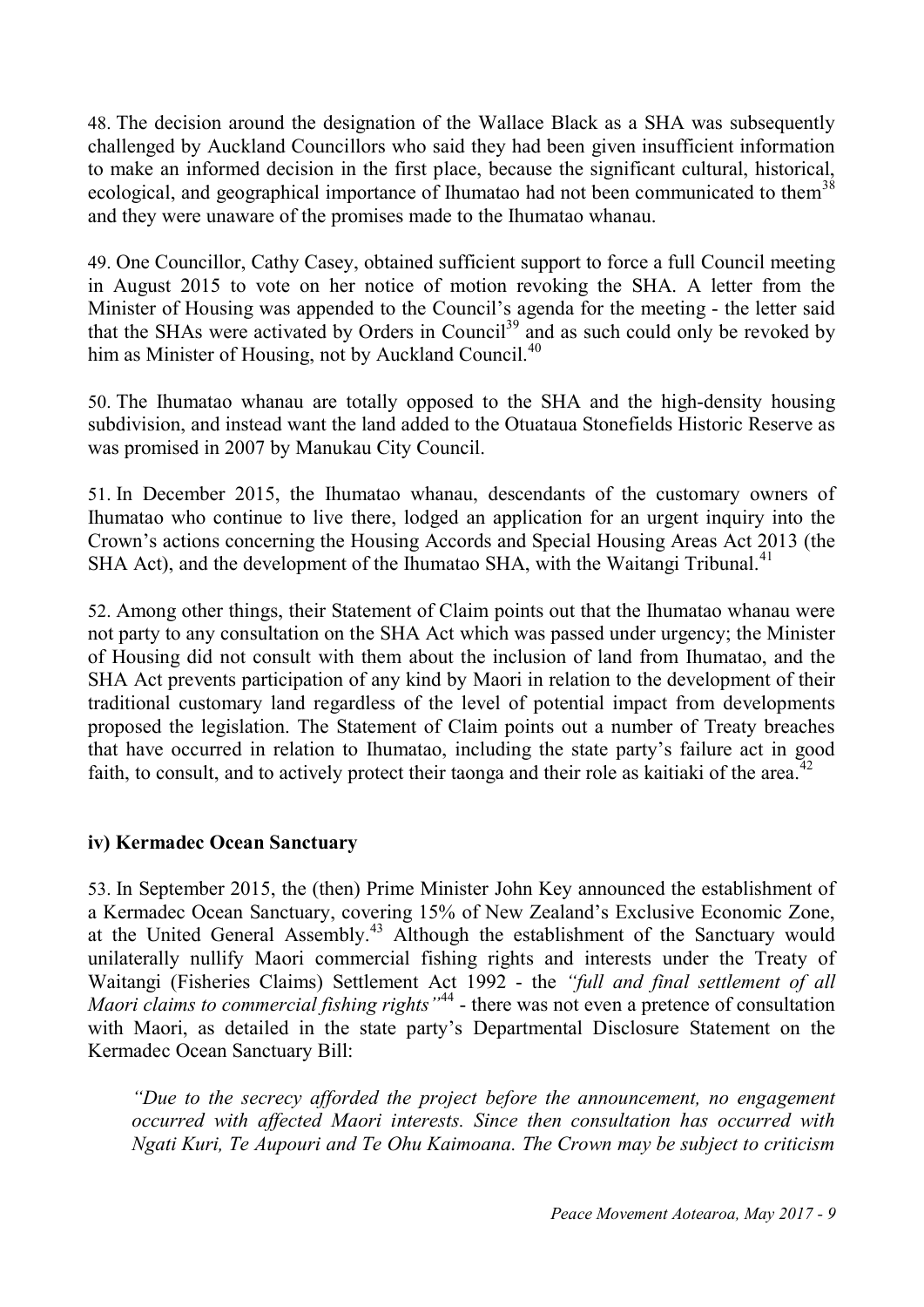48. The decision around the designation of the Wallace Black as a SHA was subsequently challenged by Auckland Councillors who said they had been given insufficient information to make an informed decision in the first place, because the significant cultural, historical, ecological, and geographical importance of Ihumatao had not been communicated to them[38] and they were unaware of the promises made to the Ihumatao whanau.

49. One Councillor, Cathy Casey, obtained sufficient support to force a full Council meeting in August 2015 to vote on her notice of motion revoking the SHA. A letter from the Minister of Housing was appended to the Council's agenda for the meeting - the letter said that the SHAs were activated by Orders in Council[39] and as such could only be revoked by him as Minister of Housing, not by Auckland Council.[40]

50. The Ihumatao whanau are totally opposed to the SHA and the high-density housing subdivision, and instead want the land added to the Otuataua Stonefields Historic Reserve as was promised in 2007 by Manukau City Council.

51. In December 2015, the Ihumatao whanau, descendants of the customary owners of Ihumatao who continue to live there, lodged an application for an urgent inquiry into the Crown's actions concerning the Housing Accords and Special Housing Areas Act 2013 (the SHA Act), and the development of the Ihumatao SHA, with the Waitangi Tribunal.[41]

52. Among other things, their Statement of Claim points out that the Ihumatao whanau were not party to any consultation on the SHA Act which was passed under urgency; the Minister of Housing did not consult with them about the inclusion of land from Ihumatao, and the SHA Act prevents participation of any kind by Maori in relation to the development of their traditional customary land regardless of the level of potential impact from developments proposed the legislation. The Statement of Claim points out a number of Treaty breaches that have occurred in relation to Ihumatao, including the state party's failure act in good faith, to consult, and to actively protect their taonga and their role as kaitiaki of the area.[42]

### iv) Kermadec Ocean Sanctuary

53. In September 2015, the (then) Prime Minister John Key announced the establishment of a Kermadec Ocean Sanctuary, covering 15% of New Zealand's Exclusive Economic Zone, at the United General Assembly.[43] Although the establishment of the Sanctuary would unilaterally nullify Maori commercial fishing rights and interests under the Treaty of Waitangi (Fisheries Claims) Settlement Act 1992 - the *"full and final settlement of all Maori claims to commercial fishing rights"*[44] - there was not even a pretence of consultation with Maori, as detailed in the state party's Departmental Disclosure Statement on the Kermadec Ocean Sanctuary Bill:

> *"Due to the secrecy afforded the project before the announcement, no engagement occurred with affected Maori interests. Since then consultation has occurred with Ngati Kuri, Te Aupouri and Te Ohu Kaimoana. The Crown may be subject to criticism*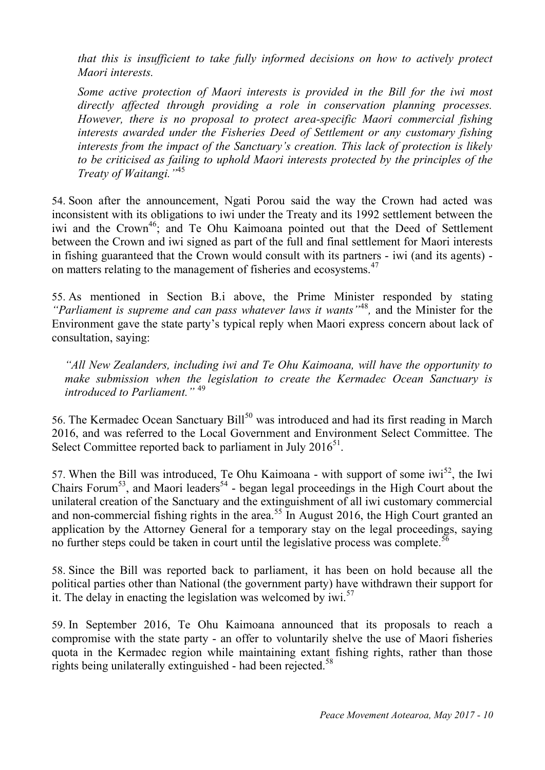*that this is insufficient to take fully informed decisions on how to actively protect Maori interests.*

*Some active protection of Maori interests is provided in the Bill for the iwi most directly affected through providing a role in conservation planning processes. However, there is no proposal to protect area-specific Maori commercial fishing interests awarded under the Fisheries Deed of Settlement or any customary fishing interests from the impact of the Sanctuary's creation. This lack of protection is likely to be criticised as failing to uphold Maori interests protected by the principles of the Treaty of Waitangi."*[45]

54. Soon after the announcement, Ngati Porou said the way the Crown had acted was inconsistent with its obligations to iwi under the Treaty and its 1992 settlement between the iwi and the Crown[46]; and Te Ohu Kaimoana pointed out that the Deed of Settlement between the Crown and iwi signed as part of the full and final settlement for Maori interests in fishing guaranteed that the Crown would consult with its partners - iwi (and its agents) - on matters relating to the management of fisheries and ecosystems.[47]

55. As mentioned in Section B.i above, the Prime Minister responded by stating *"Parliament is supreme and can pass whatever laws it wants"*[48], and the Minister for the Environment gave the state party's typical reply when Maori express concern about lack of consultation, saying:

*"All New Zealanders, including iwi and Te Ohu Kaimoana, will have the opportunity to make submission when the legislation to create the Kermadec Ocean Sanctuary is introduced to Parliament."* [49]

56. The Kermadec Ocean Sanctuary Bill[50] was introduced and had its first reading in March 2016, and was referred to the Local Government and Environment Select Committee. The Select Committee reported back to parliament in July 2016[51].

57. When the Bill was introduced, Te Ohu Kaimoana - with support of some iwi[52], the Iwi Chairs Forum[53], and Maori leaders[54] - began legal proceedings in the High Court about the unilateral creation of the Sanctuary and the extinguishment of all iwi customary commercial and non-commercial fishing rights in the area.[55] In August 2016, the High Court granted an application by the Attorney General for a temporary stay on the legal proceedings, saying no further steps could be taken in court until the legislative process was complete.[56]

58. Since the Bill was reported back to parliament, it has been on hold because all the political parties other than National (the government party) have withdrawn their support for it. The delay in enacting the legislation was welcomed by iwi.[57]

59. In September 2016, Te Ohu Kaimoana announced that its proposals to reach a compromise with the state party - an offer to voluntarily shelve the use of Maori fisheries quota in the Kermadec region while maintaining extant fishing rights, rather than those rights being unilaterally extinguished - had been rejected.[58]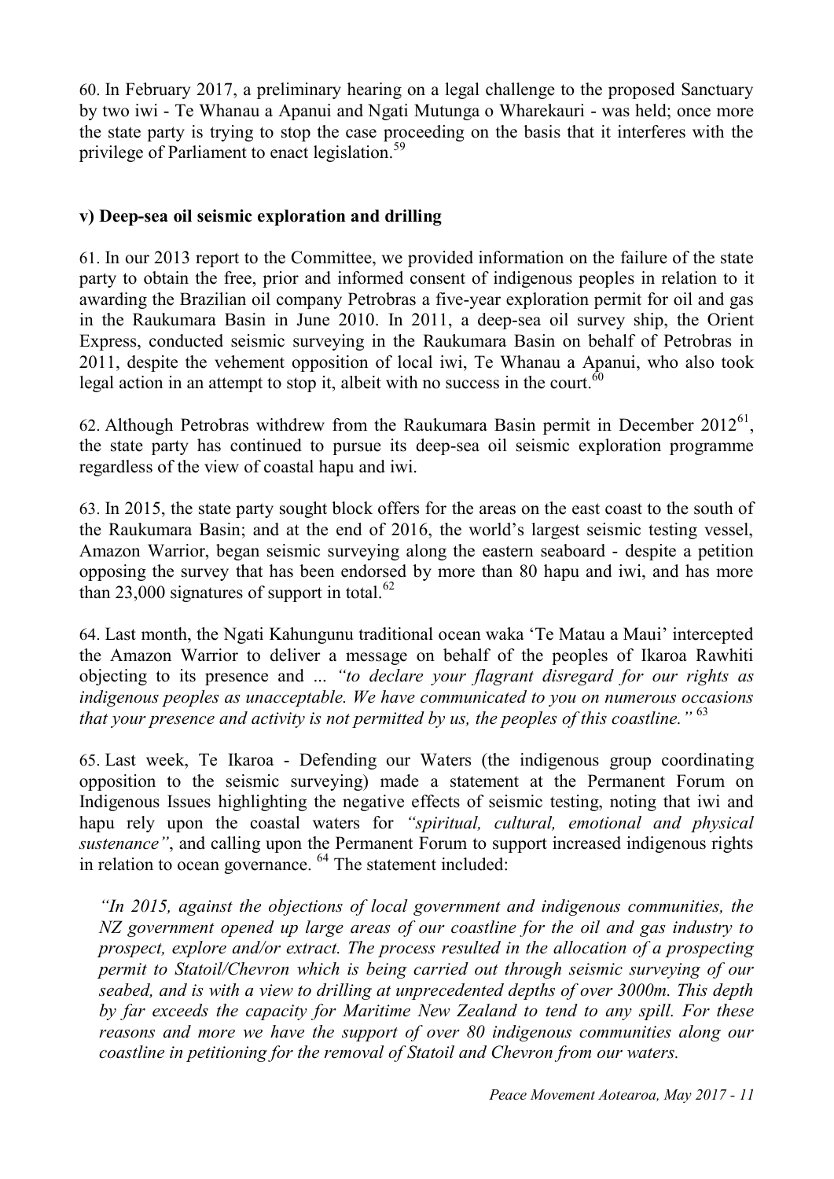60. In February 2017, a preliminary hearing on a legal challenge to the proposed Sanctuary by two iwi - Te Whanau a Apanui and Ngati Mutunga o Wharekauri - was held; once more the state party is trying to stop the case proceeding on the basis that it interferes with the privilege of Parliament to enact legislation.[59]

**v) Deep-sea oil seismic exploration and drilling**

61. In our 2013 report to the Committee, we provided information on the failure of the state party to obtain the free, prior and informed consent of indigenous peoples in relation to it awarding the Brazilian oil company Petrobras a five-year exploration permit for oil and gas in the Raukumara Basin in June 2010. In 2011, a deep-sea oil survey ship, the Orient Express, conducted seismic surveying in the Raukumara Basin on behalf of Petrobras in 2011, despite the vehement opposition of local iwi, Te Whanau a Apanui, who also took legal action in an attempt to stop it, albeit with no success in the court.[60]

62. Although Petrobras withdrew from the Raukumara Basin permit in December 2012[61], the state party has continued to pursue its deep-sea oil seismic exploration programme regardless of the view of coastal hapu and iwi.

63. In 2015, the state party sought block offers for the areas on the east coast to the south of the Raukumara Basin; and at the end of 2016, the world's largest seismic testing vessel, Amazon Warrior, began seismic surveying along the eastern seaboard - despite a petition opposing the survey that has been endorsed by more than 80 hapu and iwi, and has more than 23,000 signatures of support in total.[62]

64. Last month, the Ngati Kahungunu traditional ocean waka 'Te Matau a Maui' intercepted the Amazon Warrior to deliver a message on behalf of the peoples of Ikaroa Rawhiti objecting to its presence and ... *"to declare your flagrant disregard for our rights as indigenous peoples as unacceptable. We have communicated to you on numerous occasions that your presence and activity is not permitted by us, the peoples of this coastline."* [63]

65. Last week, Te Ikaroa - Defending our Waters (the indigenous group coordinating opposition to the seismic surveying) made a statement at the Permanent Forum on Indigenous Issues highlighting the negative effects of seismic testing, noting that iwi and hapu rely upon the coastal waters for *"spiritual, cultural, emotional and physical sustenance"*, and calling upon the Permanent Forum to support increased indigenous rights in relation to ocean governance. [64] The statement included:

> *"In 2015, against the objections of local government and indigenous communities, the NZ government opened up large areas of our coastline for the oil and gas industry to prospect, explore and/or extract. The process resulted in the allocation of a prospecting permit to Statoil/Chevron which is being carried out through seismic surveying of our seabed, and is with a view to drilling at unprecedented depths of over 3000m. This depth by far exceeds the capacity for Maritime New Zealand to tend to any spill. For these reasons and more we have the support of over 80 indigenous communities along our coastline in petitioning for the removal of Statoil and Chevron from our waters.*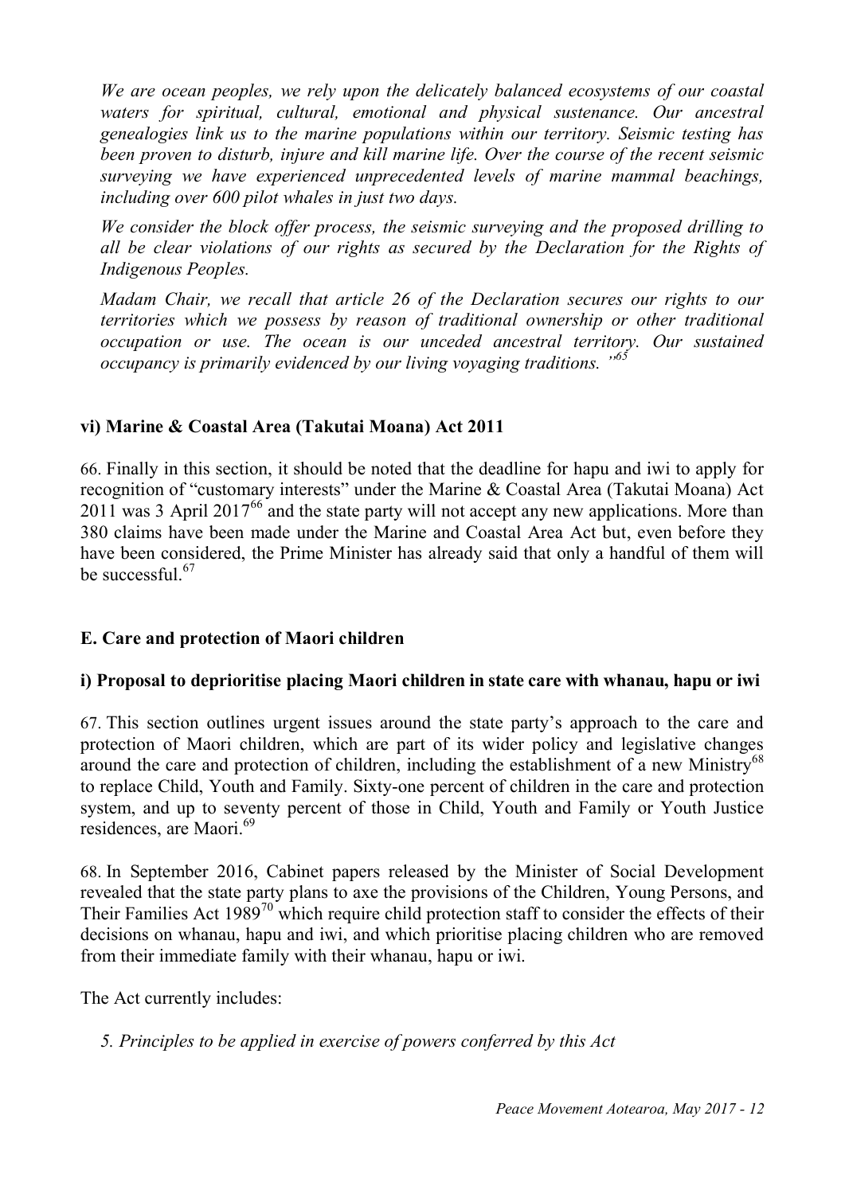*We are ocean peoples, we rely upon the delicately balanced ecosystems of our coastal waters for spiritual, cultural, emotional and physical sustenance. Our ancestral genealogies link us to the marine populations within our territory. Seismic testing has been proven to disturb, injure and kill marine life. Over the course of the recent seismic surveying we have experienced unprecedented levels of marine mammal beachings, including over 600 pilot whales in just two days.*

*We consider the block offer process, the seismic surveying and the proposed drilling to all be clear violations of our rights as secured by the Declaration for the Rights of Indigenous Peoples.*

*Madam Chair, we recall that article 26 of the Declaration secures our rights to our territories which we possess by reason of traditional ownership or other traditional occupation or use. The ocean is our unceded ancestral territory. Our sustained occupancy is primarily evidenced by our living voyaging traditions."*[65]

### vi) Marine & Coastal Area (Takutai Moana) Act 2011

66. Finally in this section, it should be noted that the deadline for hapu and iwi to apply for recognition of "customary interests" under the Marine & Coastal Area (Takutai Moana) Act 2011 was 3 April 2017[66] and the state party will not accept any new applications. More than 380 claims have been made under the Marine and Coastal Area Act but, even before they have been considered, the Prime Minister has already said that only a handful of them will be successful.[67]

## E. Care and protection of Maori children

### i) Proposal to deprioritise placing Maori children in state care with whanau, hapu or iwi

67. This section outlines urgent issues around the state party's approach to the care and protection of Maori children, which are part of its wider policy and legislative changes around the care and protection of children, including the establishment of a new Ministry[68] to replace Child, Youth and Family. Sixty-one percent of children in the care and protection system, and up to seventy percent of those in Child, Youth and Family or Youth Justice residences, are Maori.[69]

68. In September 2016, Cabinet papers released by the Minister of Social Development revealed that the state party plans to axe the provisions of the Children, Young Persons, and Their Families Act 1989[70] which require child protection staff to consider the effects of their decisions on whanau, hapu and iwi, and which prioritise placing children who are removed from their immediate family with their whanau, hapu or iwi.

The Act currently includes:

*5. Principles to be applied in exercise of powers conferred by this Act*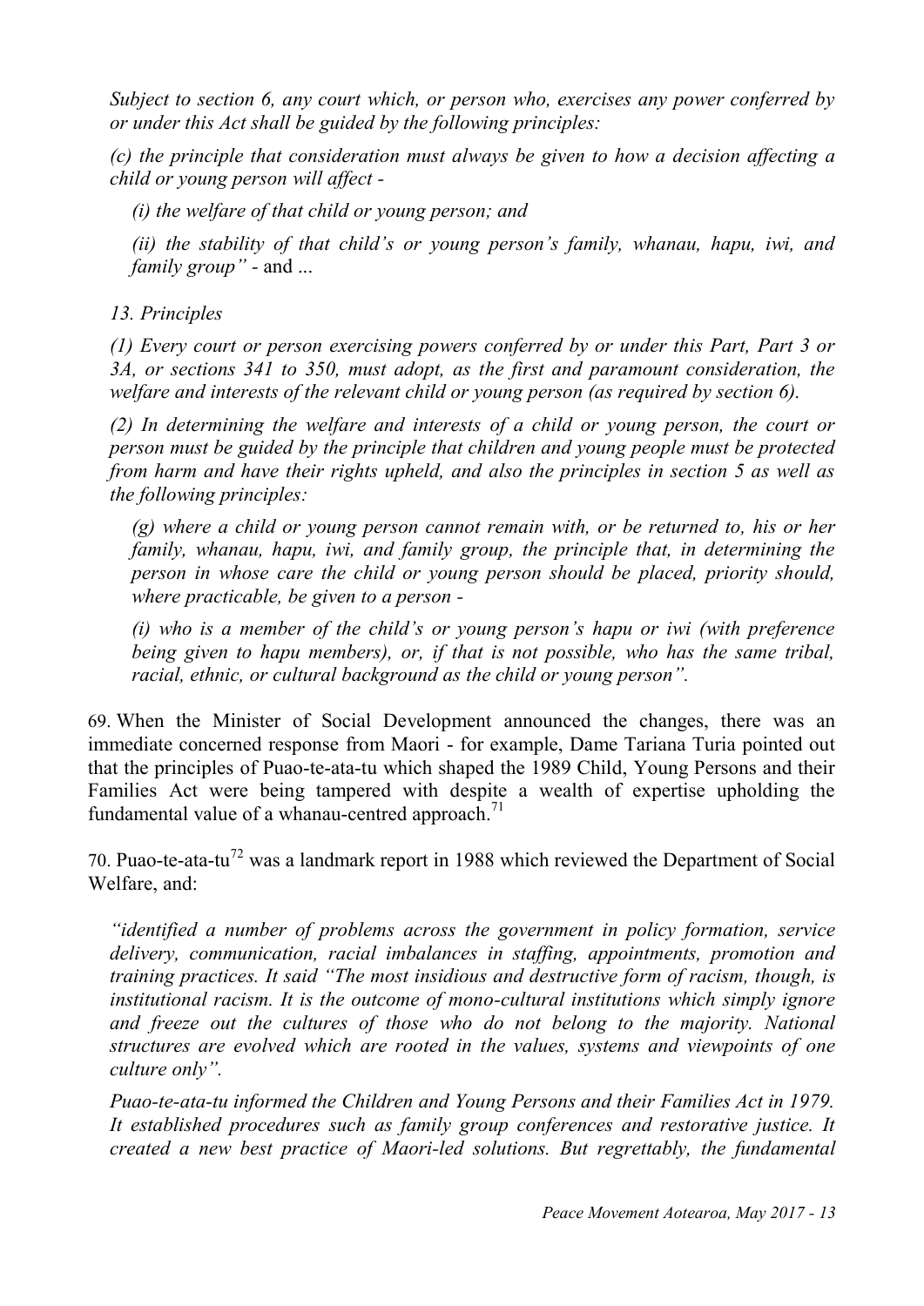*Subject to section 6, any court which, or person who, exercises any power conferred by or under this Act shall be guided by the following principles:*

*(c) the principle that consideration must always be given to how a decision affecting a child or young person will affect -*

> *(i) the welfare of that child or young person; and*
>
> *(ii) the stability of that child's or young person's family, whanau, hapu, iwi, and family group"* - and ...

*13. Principles*

*(1) Every court or person exercising powers conferred by or under this Part, Part 3 or 3A, or sections 341 to 350, must adopt, as the first and paramount consideration, the welfare and interests of the relevant child or young person (as required by section 6).*

*(2) In determining the welfare and interests of a child or young person, the court or person must be guided by the principle that children and young people must be protected from harm and have their rights upheld, and also the principles in section 5 as well as the following principles:*

> *(g) where a child or young person cannot remain with, or be returned to, his or her family, whanau, hapu, iwi, and family group, the principle that, in determining the person in whose care the child or young person should be placed, priority should, where practicable, be given to a person -*
>
> *(i) who is a member of the child's or young person's hapu or iwi (with preference being given to hapu members), or, if that is not possible, who has the same tribal, racial, ethnic, or cultural background as the child or young person".*

69. When the Minister of Social Development announced the changes, there was an immediate concerned response from Maori - for example, Dame Tariana Turia pointed out that the principles of Puao-te-ata-tu which shaped the 1989 Child, Young Persons and their Families Act were being tampered with despite a wealth of expertise upholding the fundamental value of a whanau-centred approach.[71]

70. Puao-te-ata-tu[72] was a landmark report in 1988 which reviewed the Department of Social Welfare, and:

> *"identified a number of problems across the government in policy formation, service delivery, communication, racial imbalances in staffing, appointments, promotion and training practices. It said "The most insidious and destructive form of racism, though, is institutional racism. It is the outcome of mono-cultural institutions which simply ignore and freeze out the cultures of those who do not belong to the majority. National structures are evolved which are rooted in the values, systems and viewpoints of one culture only".*
>
> *Puao-te-ata-tu informed the Children and Young Persons and their Families Act in 1979. It established procedures such as family group conferences and restorative justice. It created a new best practice of Maori-led solutions. But regrettably, the fundamental*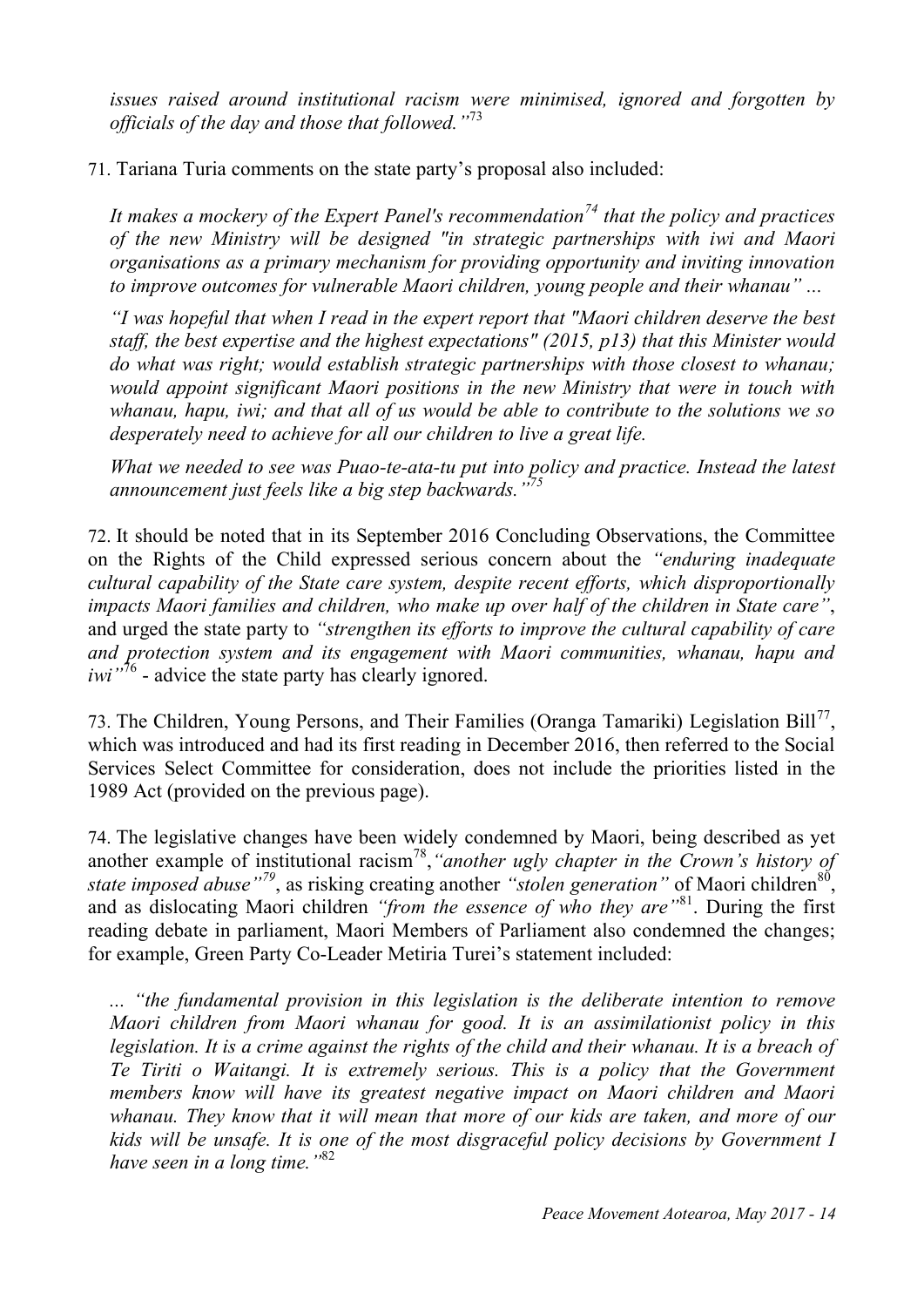*issues raised around institutional racism were minimised, ignored and forgotten by officials of the day and those that followed."*[73]

71. Tariana Turia comments on the state party's proposal also included:

> *It makes a mockery of the Expert Panel's recommendation[74] that the policy and practices of the new Ministry will be designed "in strategic partnerships with iwi and Maori organisations as a primary mechanism for providing opportunity and inviting innovation to improve outcomes for vulnerable Maori children, young people and their whanau" ...*
>
> *"I was hopeful that when I read in the expert report that "Maori children deserve the best staff, the best expertise and the highest expectations" (2015, p13) that this Minister would do what was right; would establish strategic partnerships with those closest to whanau; would appoint significant Maori positions in the new Ministry that were in touch with whanau, hapu, iwi; and that all of us would be able to contribute to the solutions we so desperately need to achieve for all our children to live a great life.*
>
> *What we needed to see was Puao-te-ata-tu put into policy and practice. Instead the latest announcement just feels like a big step backwards."*[75]

72. It should be noted that in its September 2016 Concluding Observations, the Committee on the Rights of the Child expressed serious concern about the *"enduring inadequate cultural capability of the State care system, despite recent efforts, which disproportionally impacts Maori families and children, who make up over half of the children in State care"*, and urged the state party to *"strengthen its efforts to improve the cultural capability of care and protection system and its engagement with Maori communities, whanau, hapu and iwi"*[76] - advice the state party has clearly ignored.

73. The Children, Young Persons, and Their Families (Oranga Tamariki) Legislation Bill[77], which was introduced and had its first reading in December 2016, then referred to the Social Services Select Committee for consideration, does not include the priorities listed in the 1989 Act (provided on the previous page).

74. The legislative changes have been widely condemned by Maori, being described as yet another example of institutional racism[78], *"another ugly chapter in the Crown's history of state imposed abuse"*[79], as risking creating another *"stolen generation"* of Maori children[80], and as dislocating Maori children *"from the essence of who they are"*[81]. During the first reading debate in parliament, Maori Members of Parliament also condemned the changes; for example, Green Party Co-Leader Metiria Turei's statement included:

> *... "the fundamental provision in this legislation is the deliberate intention to remove Maori children from Maori whanau for good. It is an assimilationist policy in this legislation. It is a crime against the rights of the child and their whanau. It is a breach of Te Tiriti o Waitangi. It is extremely serious. This is a policy that the Government members know will have its greatest negative impact on Maori children and Maori whanau. They know that it will mean that more of our kids are taken, and more of our kids will be unsafe. It is one of the most disgraceful policy decisions by Government I have seen in a long time."*[82]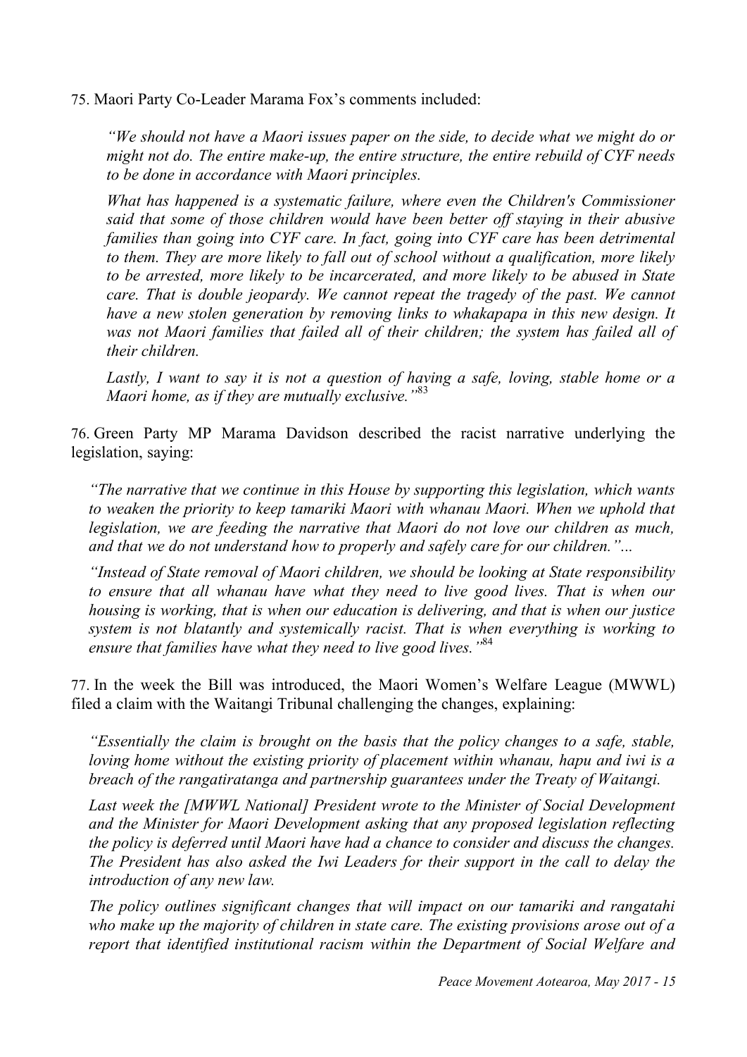75. Maori Party Co-Leader Marama Fox's comments included:

> *"We should not have a Maori issues paper on the side, to decide what we might do or might not do. The entire make-up, the entire structure, the entire rebuild of CYF needs to be done in accordance with Maori principles.*
>
> *What has happened is a systematic failure, where even the Children's Commissioner said that some of those children would have been better off staying in their abusive families than going into CYF care. In fact, going into CYF care has been detrimental to them. They are more likely to fall out of school without a qualification, more likely to be arrested, more likely to be incarcerated, and more likely to be abused in State care. That is double jeopardy. We cannot repeat the tragedy of the past. We cannot have a new stolen generation by removing links to whakapapa in this new design. It was not Maori families that failed all of their children; the system has failed all of their children.*
>
> *Lastly, I want to say it is not a question of having a safe, loving, stable home or a Maori home, as if they are mutually exclusive."*[83]

76. Green Party MP Marama Davidson described the racist narrative underlying the legislation, saying:

> *"The narrative that we continue in this House by supporting this legislation, which wants to weaken the priority to keep tamariki Maori with whanau Maori. When we uphold that legislation, we are feeding the narrative that Maori do not love our children as much, and that we do not understand how to properly and safely care for our children."...*
>
> *"Instead of State removal of Maori children, we should be looking at State responsibility to ensure that all whanau have what they need to live good lives. That is when our housing is working, that is when our education is delivering, and that is when our justice system is not blatantly and systemically racist. That is when everything is working to ensure that families have what they need to live good lives."*[84]

77. In the week the Bill was introduced, the Maori Women's Welfare League (MWWL) filed a claim with the Waitangi Tribunal challenging the changes, explaining:

> *"Essentially the claim is brought on the basis that the policy changes to a safe, stable, loving home without the existing priority of placement within whanau, hapu and iwi is a breach of the rangatiratanga and partnership guarantees under the Treaty of Waitangi.*
>
> *Last week the [MWWL National] President wrote to the Minister of Social Development and the Minister for Maori Development asking that any proposed legislation reflecting the policy is deferred until Maori have had a chance to consider and discuss the changes. The President has also asked the Iwi Leaders for their support in the call to delay the introduction of any new law.*
>
> *The policy outlines significant changes that will impact on our tamariki and rangatahi who make up the majority of children in state care. The existing provisions arose out of a report that identified institutional racism within the Department of Social Welfare and*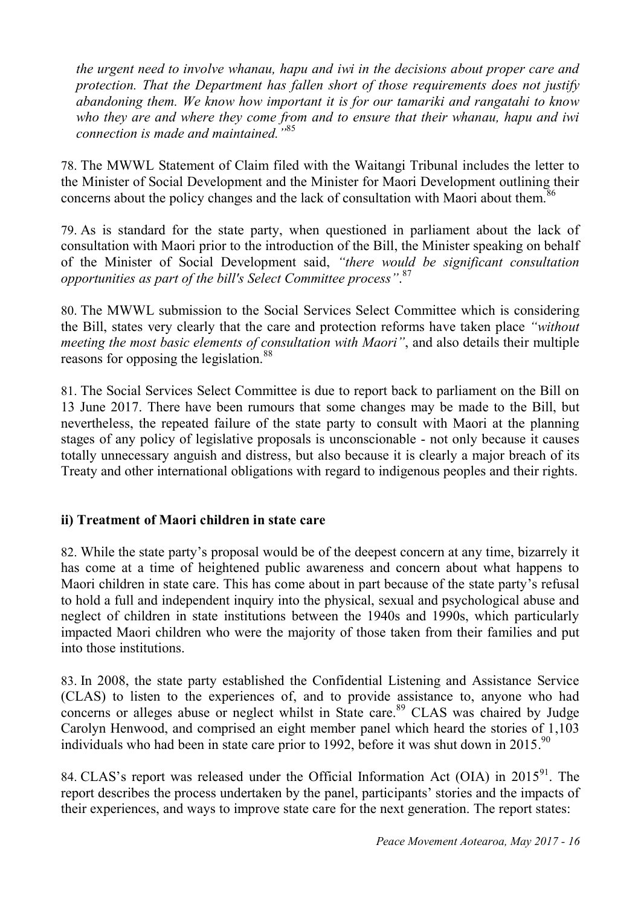*the urgent need to involve whanau, hapu and iwi in the decisions about proper care and protection. That the Department has fallen short of those requirements does not justify abandoning them. We know how important it is for our tamariki and rangatahi to know who they are and where they come from and to ensure that their whanau, hapu and iwi connection is made and maintained."*[85]

78. The MWWL Statement of Claim filed with the Waitangi Tribunal includes the letter to the Minister of Social Development and the Minister for Maori Development outlining their concerns about the policy changes and the lack of consultation with Maori about them.[86]

79. As is standard for the state party, when questioned in parliament about the lack of consultation with Maori prior to the introduction of the Bill, the Minister speaking on behalf of the Minister of Social Development said, *"there would be significant consultation opportunities as part of the bill's Select Committee process"*.[87]

80. The MWWL submission to the Social Services Select Committee which is considering the Bill, states very clearly that the care and protection reforms have taken place *"without meeting the most basic elements of consultation with Maori"*, and also details their multiple reasons for opposing the legislation.[88]

81. The Social Services Select Committee is due to report back to parliament on the Bill on 13 June 2017. There have been rumours that some changes may be made to the Bill, but nevertheless, the repeated failure of the state party to consult with Maori at the planning stages of any policy of legislative proposals is unconscionable - not only because it causes totally unnecessary anguish and distress, but also because it is clearly a major breach of its Treaty and other international obligations with regard to indigenous peoples and their rights.

### ii) Treatment of Maori children in state care

82. While the state party's proposal would be of the deepest concern at any time, bizarrely it has come at a time of heightened public awareness and concern about what happens to Maori children in state care. This has come about in part because of the state party's refusal to hold a full and independent inquiry into the physical, sexual and psychological abuse and neglect of children in state institutions between the 1940s and 1990s, which particularly impacted Maori children who were the majority of those taken from their families and put into those institutions.

83. In 2008, the state party established the Confidential Listening and Assistance Service (CLAS) to listen to the experiences of, and to provide assistance to, anyone who had concerns or alleges abuse or neglect whilst in State care.[89] CLAS was chaired by Judge Carolyn Henwood, and comprised an eight member panel which heard the stories of 1,103 individuals who had been in state care prior to 1992, before it was shut down in 2015.[90]

84. CLAS's report was released under the Official Information Act (OIA) in 2015[91]. The report describes the process undertaken by the panel, participants' stories and the impacts of their experiences, and ways to improve state care for the next generation. The report states: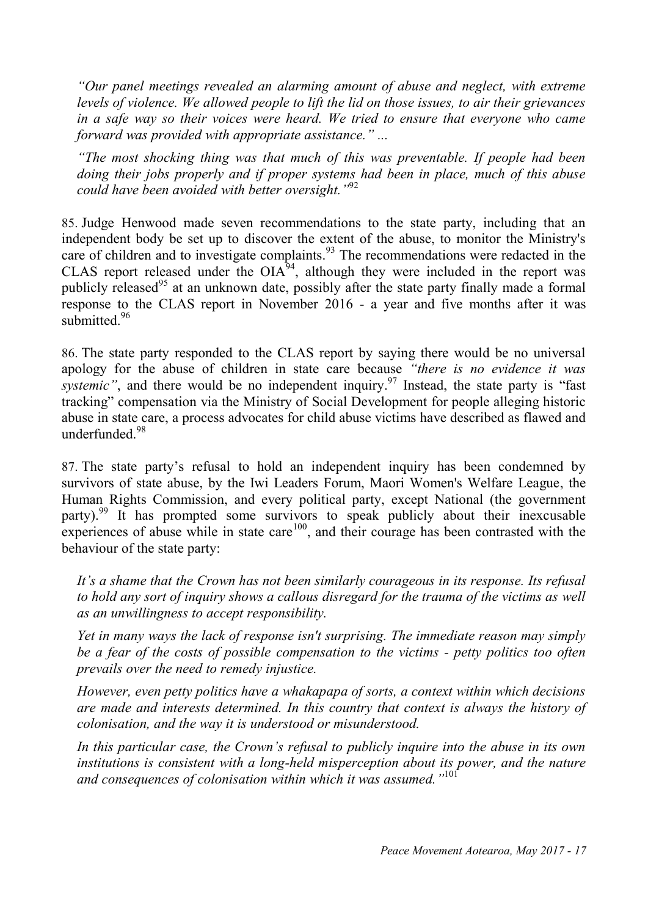*"Our panel meetings revealed an alarming amount of abuse and neglect, with extreme levels of violence. We allowed people to lift the lid on those issues, to air their grievances in a safe way so their voices were heard. We tried to ensure that everyone who came forward was provided with appropriate assistance." ...*

*"The most shocking thing was that much of this was preventable. If people had been doing their jobs properly and if proper systems had been in place, much of this abuse could have been avoided with better oversight."*[92]

85. Judge Henwood made seven recommendations to the state party, including that an independent body be set up to discover the extent of the abuse, to monitor the Ministry's care of children and to investigate complaints.[93] The recommendations were redacted in the CLAS report released under the OIA[94], although they were included in the report was publicly released[95] at an unknown date, possibly after the state party finally made a formal response to the CLAS report in November 2016 - a year and five months after it was submitted.[96]

86. The state party responded to the CLAS report by saying there would be no universal apology for the abuse of children in state care because *"there is no evidence it was systemic"*, and there would be no independent inquiry.[97] Instead, the state party is "fast tracking" compensation via the Ministry of Social Development for people alleging historic abuse in state care, a process advocates for child abuse victims have described as flawed and underfunded.[98]

87. The state party's refusal to hold an independent inquiry has been condemned by survivors of state abuse, by the Iwi Leaders Forum, Maori Women's Welfare League, the Human Rights Commission, and every political party, except National (the government party).[99] It has prompted some survivors to speak publicly about their inexcusable experiences of abuse while in state care[100], and their courage has been contrasted with the behaviour of the state party:

*It's a shame that the Crown has not been similarly courageous in its response. Its refusal to hold any sort of inquiry shows a callous disregard for the trauma of the victims as well as an unwillingness to accept responsibility.*

*Yet in many ways the lack of response isn't surprising. The immediate reason may simply be a fear of the costs of possible compensation to the victims - petty politics too often prevails over the need to remedy injustice.*

*However, even petty politics have a whakapapa of sorts, a context within which decisions are made and interests determined. In this country that context is always the history of colonisation, and the way it is understood or misunderstood.*

*In this particular case, the Crown's refusal to publicly inquire into the abuse in its own institutions is consistent with a long-held misperception about its power, and the nature and consequences of colonisation within which it was assumed."*[101]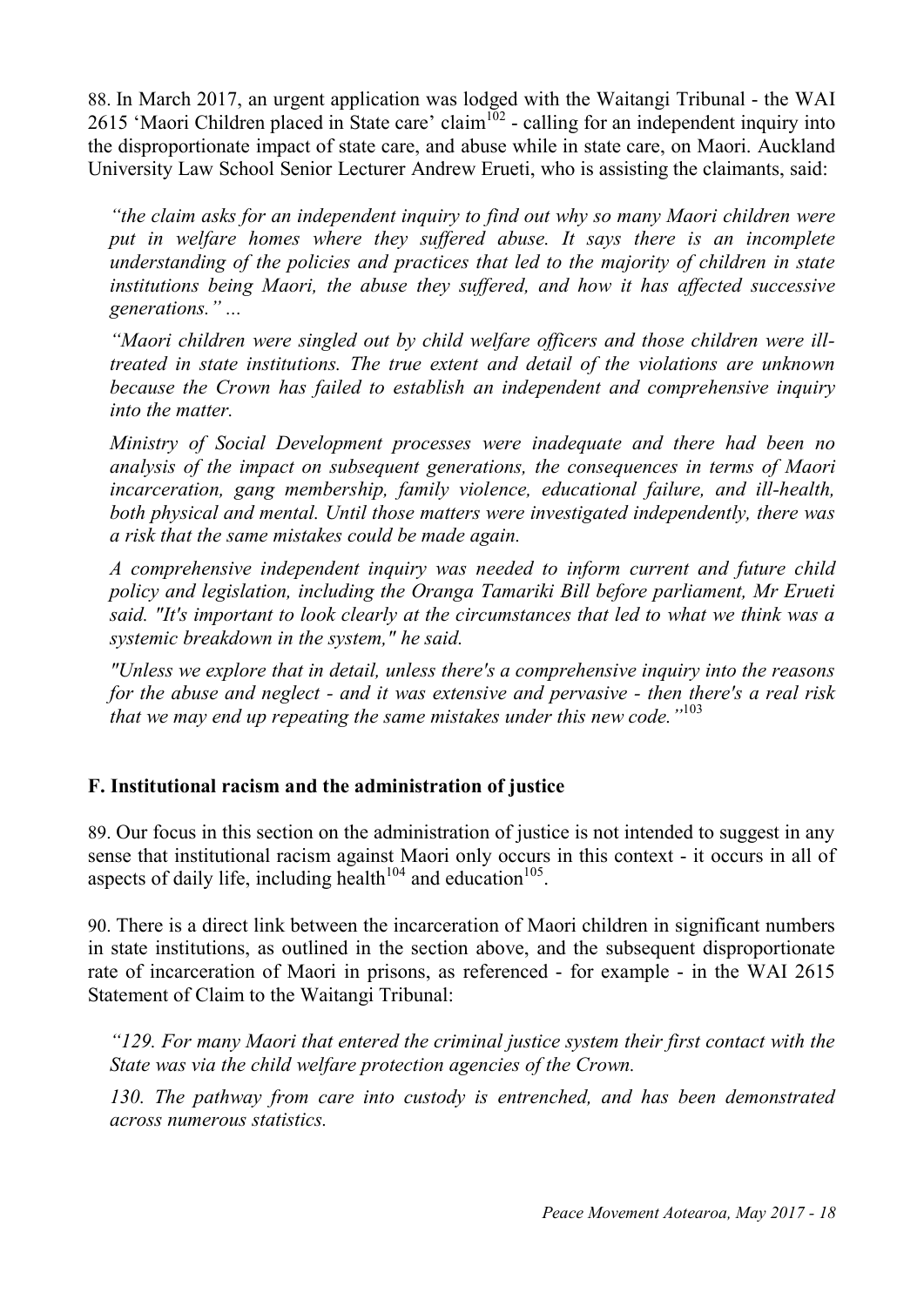88. In March 2017, an urgent application was lodged with the Waitangi Tribunal - the WAI 2615 'Maori Children placed in State care' claim[102] - calling for an independent inquiry into the disproportionate impact of state care, and abuse while in state care, on Maori. Auckland University Law School Senior Lecturer Andrew Erueti, who is assisting the claimants, said:

> *"the claim asks for an independent inquiry to find out why so many Maori children were put in welfare homes where they suffered abuse. It says there is an incomplete understanding of the policies and practices that led to the majority of children in state institutions being Maori, the abuse they suffered, and how it has affected successive generations." ...*
>
> *"Maori children were singled out by child welfare officers and those children were ill-treated in state institutions. The true extent and detail of the violations are unknown because the Crown has failed to establish an independent and comprehensive inquiry into the matter.*
>
> *Ministry of Social Development processes were inadequate and there had been no analysis of the impact on subsequent generations, the consequences in terms of Maori incarceration, gang membership, family violence, educational failure, and ill-health, both physical and mental. Until those matters were investigated independently, there was a risk that the same mistakes could be made again.*
>
> *A comprehensive independent inquiry was needed to inform current and future child policy and legislation, including the Oranga Tamariki Bill before parliament, Mr Erueti said. "It's important to look clearly at the circumstances that led to what we think was a systemic breakdown in the system," he said.*
>
> *"Unless we explore that in detail, unless there's a comprehensive inquiry into the reasons for the abuse and neglect - and it was extensive and pervasive - then there's a real risk that we may end up repeating the same mistakes under this new code."*[103]

### F. Institutional racism and the administration of justice

89. Our focus in this section on the administration of justice is not intended to suggest in any sense that institutional racism against Maori only occurs in this context - it occurs in all of aspects of daily life, including health[104] and education[105].

90. There is a direct link between the incarceration of Maori children in significant numbers in state institutions, as outlined in the section above, and the subsequent disproportionate rate of incarceration of Maori in prisons, as referenced - for example - in the WAI 2615 Statement of Claim to the Waitangi Tribunal:

> *"129. For many Maori that entered the criminal justice system their first contact with the State was via the child welfare protection agencies of the Crown.*
>
> *130. The pathway from care into custody is entrenched, and has been demonstrated across numerous statistics.*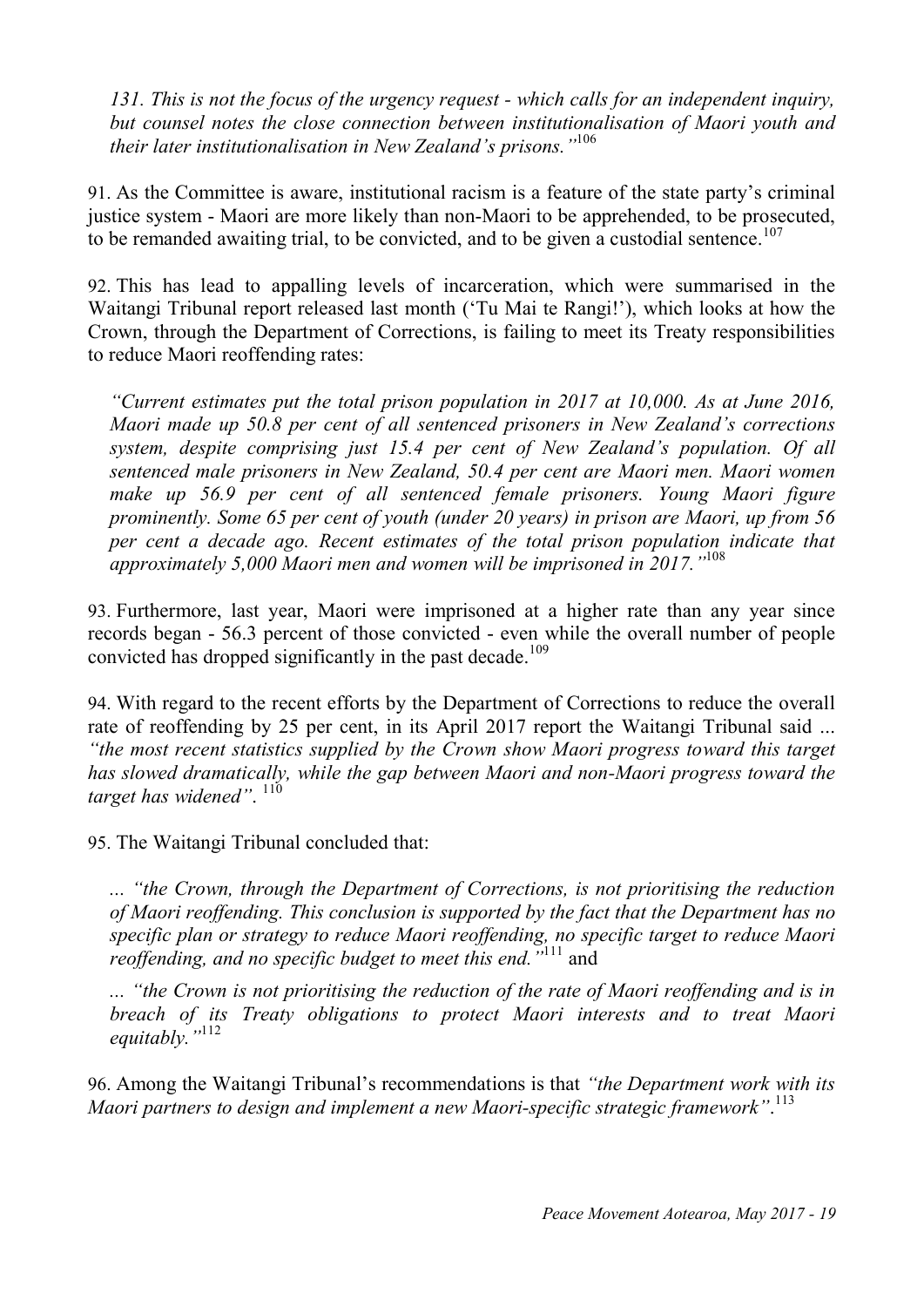*131. This is not the focus of the urgency request - which calls for an independent inquiry, but counsel notes the close connection between institutionalisation of Maori youth and their later institutionalisation in New Zealand's prisons."*[106]

91. As the Committee is aware, institutional racism is a feature of the state party's criminal justice system - Maori are more likely than non-Maori to be apprehended, to be prosecuted, to be remanded awaiting trial, to be convicted, and to be given a custodial sentence.[107]

92. This has lead to appalling levels of incarceration, which were summarised in the Waitangi Tribunal report released last month ('Tu Mai te Rangi!'), which looks at how the Crown, through the Department of Corrections, is failing to meet its Treaty responsibilities to reduce Maori reoffending rates:

> *"Current estimates put the total prison population in 2017 at 10,000. As at June 2016, Maori made up 50.8 per cent of all sentenced prisoners in New Zealand's corrections system, despite comprising just 15.4 per cent of New Zealand's population. Of all sentenced male prisoners in New Zealand, 50.4 per cent are Maori men. Maori women make up 56.9 per cent of all sentenced female prisoners. Young Maori figure prominently. Some 65 per cent of youth (under 20 years) in prison are Maori, up from 56 per cent a decade ago. Recent estimates of the total prison population indicate that approximately 5,000 Maori men and women will be imprisoned in 2017."*[108]

93. Furthermore, last year, Maori were imprisoned at a higher rate than any year since records began - 56.3 percent of those convicted - even while the overall number of people convicted has dropped significantly in the past decade.[109]

94. With regard to the recent efforts by the Department of Corrections to reduce the overall rate of reoffending by 25 per cent, in its April 2017 report the Waitangi Tribunal said ... *"the most recent statistics supplied by the Crown show Maori progress toward this target has slowed dramatically, while the gap between Maori and non-Maori progress toward the target has widened"*.[110]

95. The Waitangi Tribunal concluded that:

> ... *"the Crown, through the Department of Corrections, is not prioritising the reduction of Maori reoffending. This conclusion is supported by the fact that the Department has no specific plan or strategy to reduce Maori reoffending, no specific target to reduce Maori reoffending, and no specific budget to meet this end."*[111] and
>
> ... *"the Crown is not prioritising the reduction of the rate of Maori reoffending and is in breach of its Treaty obligations to protect Maori interests and to treat Maori equitably."*[112]

96. Among the Waitangi Tribunal's recommendations is that *"the Department work with its Maori partners to design and implement a new Maori-specific strategic framework"*.[113]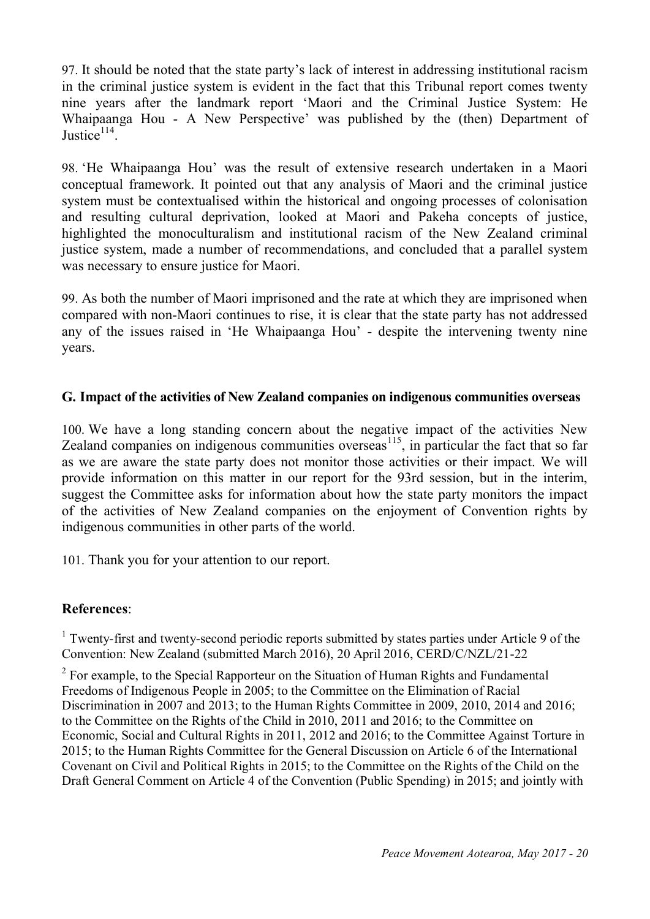97. It should be noted that the state party's lack of interest in addressing institutional racism in the criminal justice system is evident in the fact that this Tribunal report comes twenty nine years after the landmark report 'Maori and the Criminal Justice System: He Whaipaanga Hou - A New Perspective' was published by the (then) Department of Justice[114].

98. 'He Whaipaanga Hou' was the result of extensive research undertaken in a Maori conceptual framework. It pointed out that any analysis of Maori and the criminal justice system must be contextualised within the historical and ongoing processes of colonisation and resulting cultural deprivation, looked at Maori and Pakeha concepts of justice, highlighted the monoculturalism and institutional racism of the New Zealand criminal justice system, made a number of recommendations, and concluded that a parallel system was necessary to ensure justice for Maori.

99. As both the number of Maori imprisoned and the rate at which they are imprisoned when compared with non-Maori continues to rise, it is clear that the state party has not addressed any of the issues raised in 'He Whaipaanga Hou' - despite the intervening twenty nine years.

## G. Impact of the activities of New Zealand companies on indigenous communities overseas

100. We have a long standing concern about the negative impact of the activities New Zealand companies on indigenous communities overseas[115], in particular the fact that so far as we are aware the state party does not monitor those activities or their impact. We will provide information on this matter in our report for the 93rd session, but in the interim, suggest the Committee asks for information about how the state party monitors the impact of the activities of New Zealand companies on the enjoyment of Convention rights by indigenous communities in other parts of the world.

101. Thank you for your attention to our report.

## References:

[1] Twenty-first and twenty-second periodic reports submitted by states parties under Article 9 of the Convention: New Zealand (submitted March 2016), 20 April 2016, CERD/C/NZL/21-22

[2] For example, to the Special Rapporteur on the Situation of Human Rights and Fundamental Freedoms of Indigenous People in 2005; to the Committee on the Elimination of Racial Discrimination in 2007 and 2013; to the Human Rights Committee in 2009, 2010, 2014 and 2016; to the Committee on the Rights of the Child in 2010, 2011 and 2016; to the Committee on Economic, Social and Cultural Rights in 2011, 2012 and 2016; to the Committee Against Torture in 2015; to the Human Rights Committee for the General Discussion on Article 6 of the International Covenant on Civil and Political Rights in 2015; to the Committee on the Rights of the Child on the Draft General Comment on Article 4 of the Convention (Public Spending) in 2015; and jointly with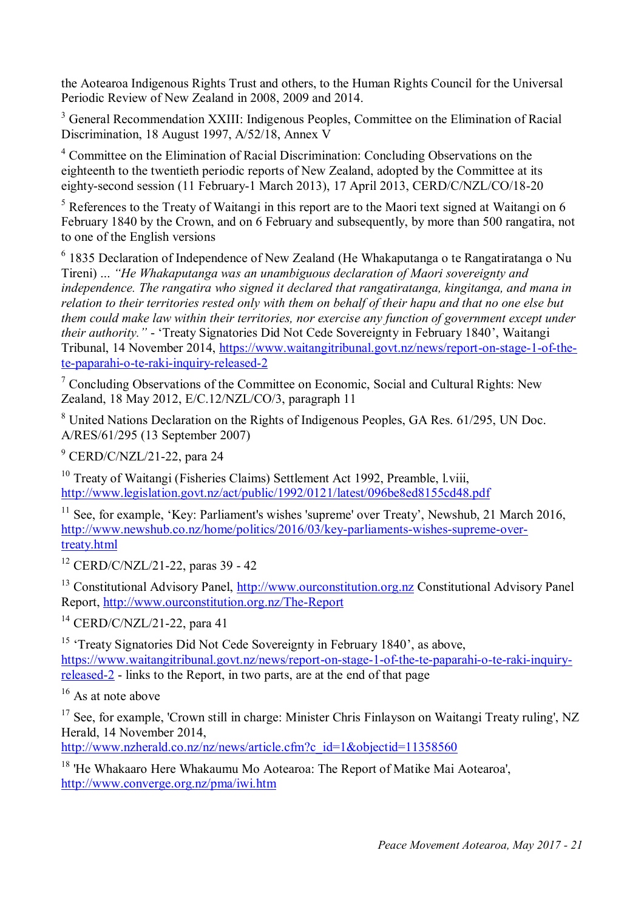the Aotearoa Indigenous Rights Trust and others, to the Human Rights Council for the Universal Periodic Review of New Zealand in 2008, 2009 and 2014.

[3] General Recommendation XXIII: Indigenous Peoples, Committee on the Elimination of Racial Discrimination, 18 August 1997, A/52/18, Annex V

[4] Committee on the Elimination of Racial Discrimination: Concluding Observations on the eighteenth to the twentieth periodic reports of New Zealand, adopted by the Committee at its eighty-second session (11 February-1 March 2013), 17 April 2013, CERD/C/NZL/CO/18-20

[5] References to the Treaty of Waitangi in this report are to the Maori text signed at Waitangi on 6 February 1840 by the Crown, and on 6 February and subsequently, by more than 500 rangatira, not to one of the English versions

[6] 1835 Declaration of Independence of New Zealand (He Whakaputanga o te Rangatiratanga o Nu Tireni) ... *"He Whakaputanga was an unambiguous declaration of Maori sovereignty and independence. The rangatira who signed it declared that rangatiratanga, kingitanga, and mana in relation to their territories rested only with them on behalf of their hapu and that no one else but them could make law within their territories, nor exercise any function of government except under their authority."* - 'Treaty Signatories Did Not Cede Sovereignty in February 1840', Waitangi Tribunal, 14 November 2014, https://www.waitangitribunal.govt.nz/news/report-on-stage-1-of-the-te-paparahi-o-te-raki-inquiry-released-2

[7] Concluding Observations of the Committee on Economic, Social and Cultural Rights: New Zealand, 18 May 2012, E/C.12/NZL/CO/3, paragraph 11

[8] United Nations Declaration on the Rights of Indigenous Peoples, GA Res. 61/295, UN Doc. A/RES/61/295 (13 September 2007)

[9] CERD/C/NZL/21-22, para 24

[10] Treaty of Waitangi (Fisheries Claims) Settlement Act 1992, Preamble, l.viii, http://www.legislation.govt.nz/act/public/1992/0121/latest/096be8ed8155cd48.pdf

[11] See, for example, 'Key: Parliament's wishes 'supreme' over Treaty', Newshub, 21 March 2016, http://www.newshub.co.nz/home/politics/2016/03/key-parliaments-wishes-supreme-over-treaty.html

[12] CERD/C/NZL/21-22, paras 39 - 42

[13] Constitutional Advisory Panel, http://www.ourconstitution.org.nz Constitutional Advisory Panel Report, http://www.ourconstitution.org.nz/The-Report

[14] CERD/C/NZL/21-22, para 41

[15] 'Treaty Signatories Did Not Cede Sovereignty in February 1840', as above, https://www.waitangitribunal.govt.nz/news/report-on-stage-1-of-the-te-paparahi-o-te-raki-inquiry-released-2 - links to the Report, in two parts, are at the end of that page

[16] As at note above

[17] See, for example, 'Crown still in charge: Minister Chris Finlayson on Waitangi Treaty ruling', NZ Herald, 14 November 2014, http://www.nzherald.co.nz/nz/news/article.cfm?c_id=1&objectid=11358560

[18] 'He Whakaaro Here Whakaumu Mo Aotearoa: The Report of Matike Mai Aotearoa', http://www.converge.org.nz/pma/iwi.htm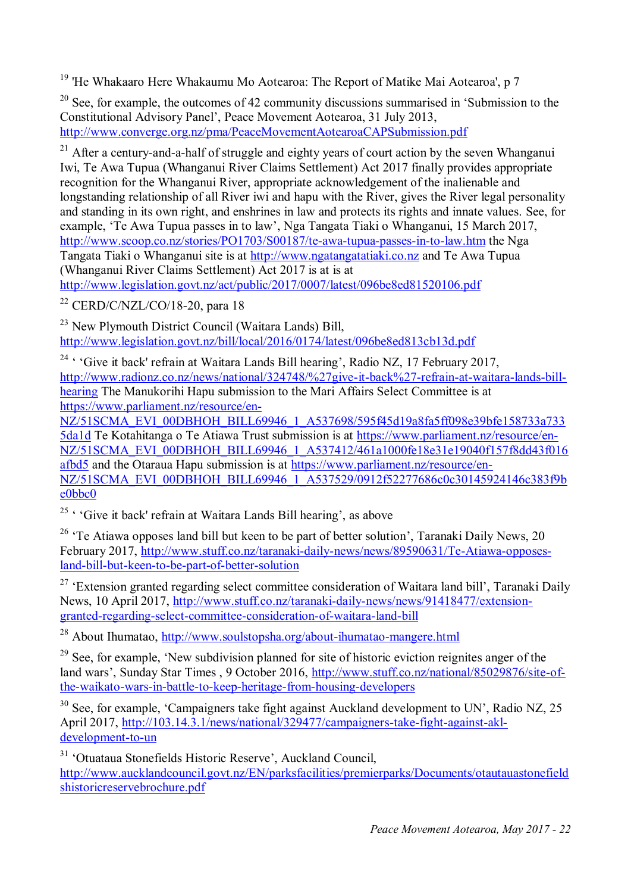[19] 'He Whakaaro Here Whakaumu Mo Aotearoa: The Report of Matike Mai Aotearoa', p 7

[20] See, for example, the outcomes of 42 community discussions summarised in 'Submission to the Constitutional Advisory Panel', Peace Movement Aotearoa, 31 July 2013, http://www.converge.org.nz/pma/PeaceMovementAotearoaCAPSubmission.pdf

[21] After a century-and-a-half of struggle and eighty years of court action by the seven Whanganui Iwi, Te Awa Tupua (Whanganui River Claims Settlement) Act 2017 finally provides appropriate recognition for the Whanganui River, appropriate acknowledgement of the inalienable and longstanding relationship of all River iwi and hapu with the River, gives the River legal personality and standing in its own right, and enshrines in law and protects its rights and innate values. See, for example, 'Te Awa Tupua passes in to law', Nga Tangata Tiaki o Whanganui, 15 March 2017, http://www.scoop.co.nz/stories/PO1703/S00187/te-awa-tupua-passes-in-to-law.htm the Nga Tangata Tiaki o Whanganui site is at http://www.ngatangatatiaki.co.nz and Te Awa Tupua (Whanganui River Claims Settlement) Act 2017 is at is at http://www.legislation.govt.nz/act/public/2017/0007/latest/096be8ed81520106.pdf

[22] CERD/C/NZL/CO/18-20, para 18

[23] New Plymouth District Council (Waitara Lands) Bill, http://www.legislation.govt.nz/bill/local/2016/0174/latest/096be8ed813cb13d.pdf

[24] ' 'Give it back' refrain at Waitara Lands Bill hearing', Radio NZ, 17 February 2017, http://www.radionz.co.nz/news/national/324748/%27give-it-back%27-refrain-at-waitara-lands-bill-hearing The Manukorihi Hapu submission to the Mari Affairs Select Committee is at https://www.parliament.nz/resource/en-NZ/51SCMA_EVI_00DBHOH_BILL69946_1_A537698/595f45d19a8fa5ff098e39bfe158733a7335da1d Te Kotahitanga o Te Atiawa Trust submission is at https://www.parliament.nz/resource/en-NZ/51SCMA_EVI_00DBHOH_BILL69946_1_A537412/461a1000fe18e31e19040f157f8dd43f016afbd5 and the Otaraua Hapu submission is at https://www.parliament.nz/resource/en-NZ/51SCMA_EVI_00DBHOH_BILL69946_1_A537529/0912f52277686c0c30145924146c383f9be0bbc0

[25] ' 'Give it back' refrain at Waitara Lands Bill hearing', as above

[26] 'Te Atiawa opposes land bill but keen to be part of better solution', Taranaki Daily News, 20 February 2017, http://www.stuff.co.nz/taranaki-daily-news/news/89590631/Te-Atiawa-opposes-land-bill-but-keen-to-be-part-of-better-solution

[27] 'Extension granted regarding select committee consideration of Waitara land bill', Taranaki Daily News, 10 April 2017, http://www.stuff.co.nz/taranaki-daily-news/news/91418477/extension-granted-regarding-select-committee-consideration-of-waitara-land-bill

[28] About Ihumatao, http://www.soulstopsha.org/about-ihumatao-mangere.html

[29] See, for example, 'New subdivision planned for site of historic eviction reignites anger of the land wars', Sunday Star Times , 9 October 2016, http://www.stuff.co.nz/national/85029876/site-of-the-waikato-wars-in-battle-to-keep-heritage-from-housing-developers

[30] See, for example, 'Campaigners take fight against Auckland development to UN', Radio NZ, 25 April 2017, http://103.14.3.1/news/national/329477/campaigners-take-fight-against-akl-development-to-un

[31] 'Otuataua Stonefields Historic Reserve', Auckland Council, http://www.aucklandcouncil.govt.nz/EN/parksfacilities/premierparks/Documents/otautauastonefieldshistoricreservebrochure.pdf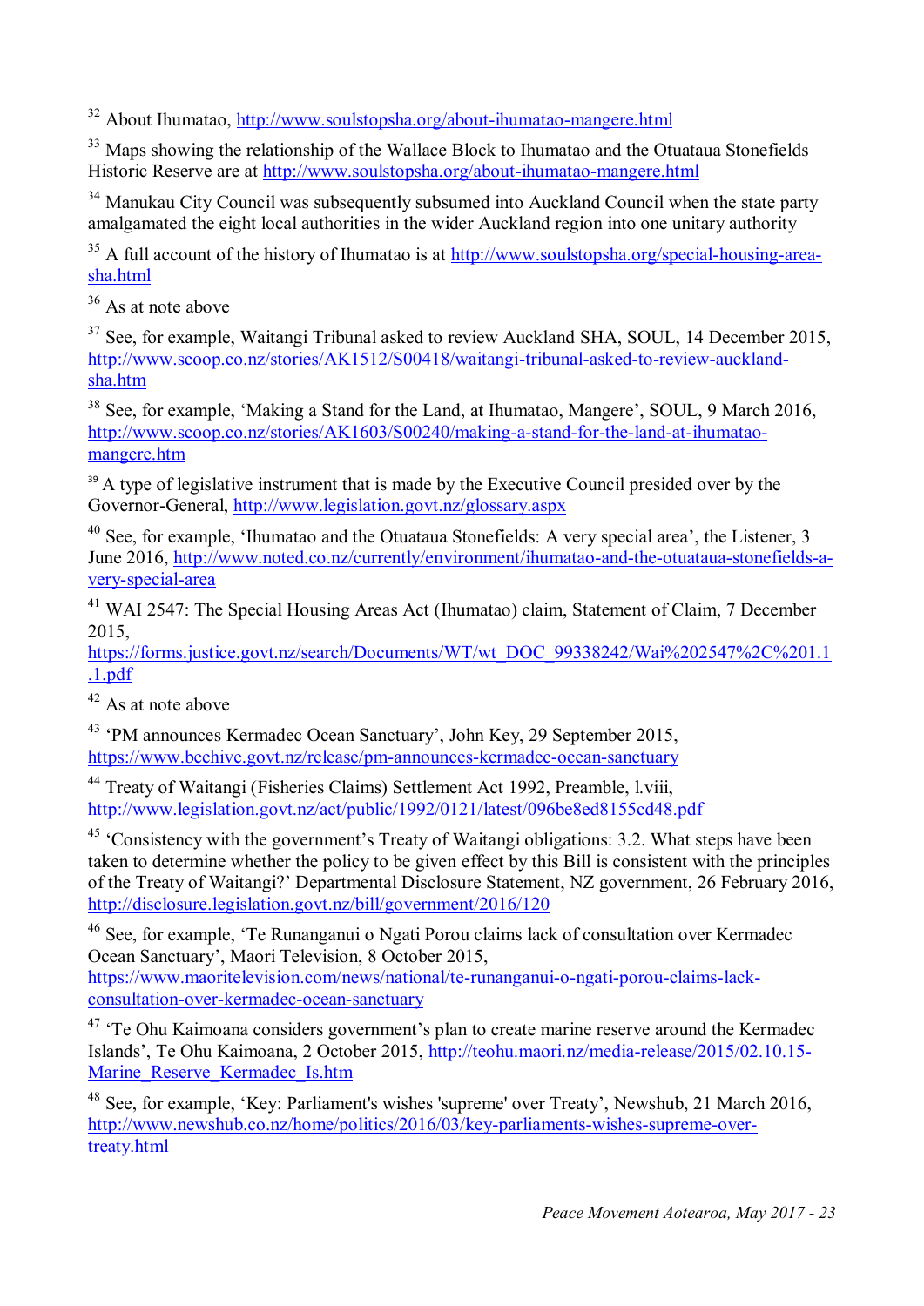[32] About Ihumatao, http://www.soulstopsha.org/about-ihumatao-mangere.html

[33] Maps showing the relationship of the Wallace Block to Ihumatao and the Otuataua Stonefields Historic Reserve are at http://www.soulstopsha.org/about-ihumatao-mangere.html

[34] Manukau City Council was subsequently subsumed into Auckland Council when the state party amalgamated the eight local authorities in the wider Auckland region into one unitary authority

[35] A full account of the history of Ihumatao is at http://www.soulstopsha.org/special-housing-area-sha.html

[36] As at note above

[37] See, for example, Waitangi Tribunal asked to review Auckland SHA, SOUL, 14 December 2015, http://www.scoop.co.nz/stories/AK1512/S00418/waitangi-tribunal-asked-to-review-auckland-sha.htm

[38] See, for example, 'Making a Stand for the Land, at Ihumatao, Mangere', SOUL, 9 March 2016, http://www.scoop.co.nz/stories/AK1603/S00240/making-a-stand-for-the-land-at-ihumatao-mangere.htm

[39] A type of legislative instrument that is made by the Executive Council presided over by the Governor-General, http://www.legislation.govt.nz/glossary.aspx

[40] See, for example, 'Ihumatao and the Otuataua Stonefields: A very special area', the Listener, 3 June 2016, http://www.noted.co.nz/currently/environment/ihumatao-and-the-otuataua-stonefields-a-very-special-area

[41] WAI 2547: The Special Housing Areas Act (Ihumatao) claim, Statement of Claim, 7 December 2015, https://forms.justice.govt.nz/search/Documents/WT/wt_DOC_99338242/Wai%202547%2C%201.1.1.pdf

[42] As at note above

[43] 'PM announces Kermadec Ocean Sanctuary', John Key, 29 September 2015, https://www.beehive.govt.nz/release/pm-announces-kermadec-ocean-sanctuary

[44] Treaty of Waitangi (Fisheries Claims) Settlement Act 1992, Preamble, l.viii, http://www.legislation.govt.nz/act/public/1992/0121/latest/096be8ed8155cd48.pdf

[45] 'Consistency with the government's Treaty of Waitangi obligations: 3.2. What steps have been taken to determine whether the policy to be given effect by this Bill is consistent with the principles of the Treaty of Waitangi?' Departmental Disclosure Statement, NZ government, 26 February 2016, http://disclosure.legislation.govt.nz/bill/government/2016/120

[46] See, for example, 'Te Runanganui o Ngati Porou claims lack of consultation over Kermadec Ocean Sanctuary', Maori Television, 8 October 2015, https://www.maoritelevision.com/news/national/te-runanganui-o-ngati-porou-claims-lack-consultation-over-kermadec-ocean-sanctuary

[47] 'Te Ohu Kaimoana considers government's plan to create marine reserve around the Kermadec Islands', Te Ohu Kaimoana, 2 October 2015, http://teohu.maori.nz/media-release/2015/02.10.15-Marine_Reserve_Kermadec_Is.htm

[48] See, for example, 'Key: Parliament's wishes 'supreme' over Treaty', Newshub, 21 March 2016, http://www.newshub.co.nz/home/politics/2016/03/key-parliaments-wishes-supreme-over-treaty.html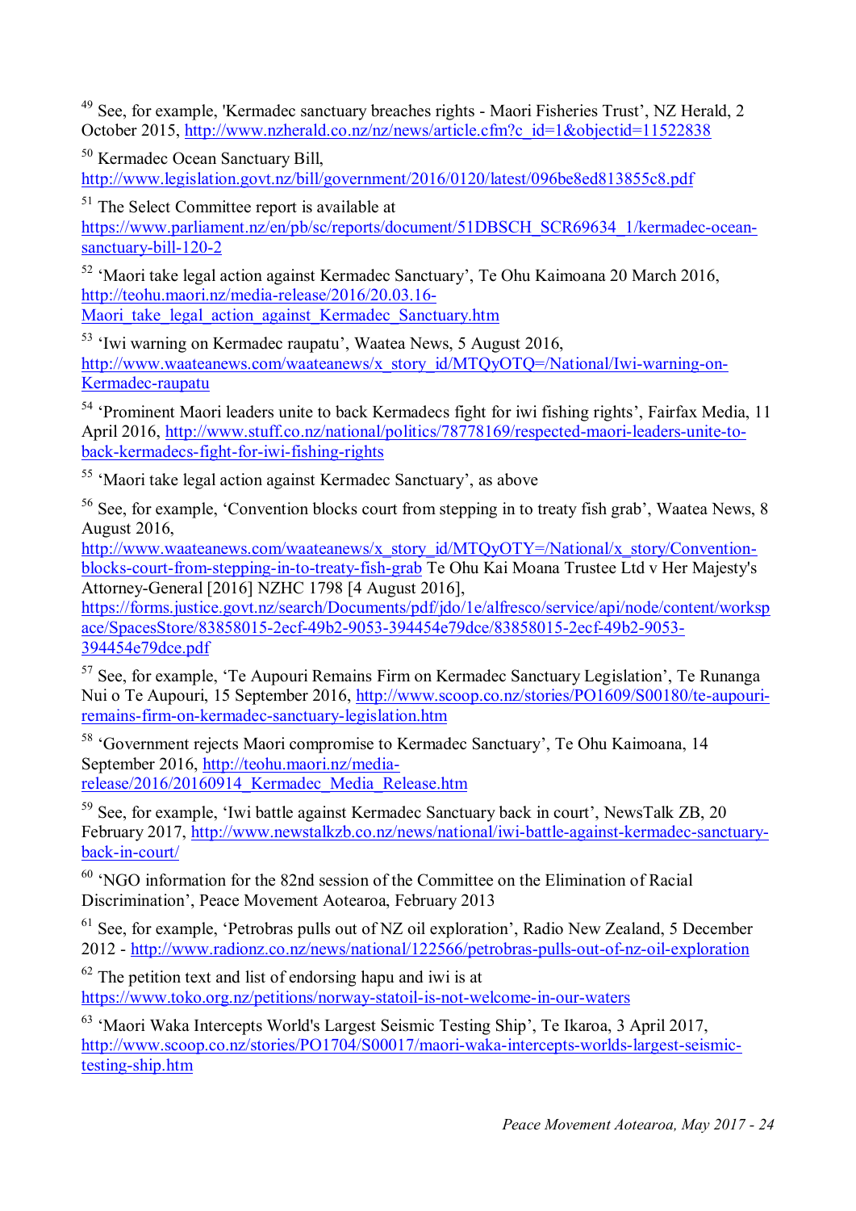[49] See, for example, 'Kermadec sanctuary breaches rights - Maori Fisheries Trust', NZ Herald, 2 October 2015, http://www.nzherald.co.nz/nz/news/article.cfm?c_id=1&objectid=11522838

[50] Kermadec Ocean Sanctuary Bill, http://www.legislation.govt.nz/bill/government/2016/0120/latest/096be8ed813855c8.pdf

[51] The Select Committee report is available at https://www.parliament.nz/en/pb/sc/reports/document/51DBSCH_SCR69634_1/kermadec-ocean-sanctuary-bill-120-2

[52] 'Maori take legal action against Kermadec Sanctuary', Te Ohu Kaimoana 20 March 2016, http://teohu.maori.nz/media-release/2016/20.03.16-Maori_take_legal_action_against_Kermadec_Sanctuary.htm

[53] 'Iwi warning on Kermadec raupatu', Waatea News, 5 August 2016, http://www.waateanews.com/waateanews/x_story_id/MTQyOTQ=/National/Iwi-warning-on-Kermadec-raupatu

[54] 'Prominent Maori leaders unite to back Kermadecs fight for iwi fishing rights', Fairfax Media, 11 April 2016, http://www.stuff.co.nz/national/politics/78778169/respected-maori-leaders-unite-to-back-kermadecs-fight-for-iwi-fishing-rights

[55] 'Maori take legal action against Kermadec Sanctuary', as above

[56] See, for example, 'Convention blocks court from stepping in to treaty fish grab', Waatea News, 8 August 2016, http://www.waateanews.com/waateanews/x_story_id/MTQyOTY=/National/x_story/Convention-blocks-court-from-stepping-in-to-treaty-fish-grab Te Ohu Kai Moana Trustee Ltd v Her Majesty's Attorney-General [2016] NZHC 1798 [4 August 2016], https://forms.justice.govt.nz/search/Documents/pdf/jdo/1e/alfresco/service/api/node/content/workspace/SpacesStore/83858015-2ecf-49b2-9053-394454e79dce/83858015-2ecf-49b2-9053-394454e79dce.pdf

[57] See, for example, 'Te Aupouri Remains Firm on Kermadec Sanctuary Legislation', Te Runanga Nui o Te Aupouri, 15 September 2016, http://www.scoop.co.nz/stories/PO1609/S00180/te-aupouri-remains-firm-on-kermadec-sanctuary-legislation.htm

[58] 'Government rejects Maori compromise to Kermadec Sanctuary', Te Ohu Kaimoana, 14 September 2016, http://teohu.maori.nz/media-release/2016/20160914_Kermadec_Media_Release.htm

[59] See, for example, 'Iwi battle against Kermadec Sanctuary back in court', NewsTalk ZB, 20 February 2017, http://www.newstalkzb.co.nz/news/national/iwi-battle-against-kermadec-sanctuary-back-in-court/

[60] 'NGO information for the 82nd session of the Committee on the Elimination of Racial Discrimination', Peace Movement Aotearoa, February 2013

[61] See, for example, 'Petrobras pulls out of NZ oil exploration', Radio New Zealand, 5 December 2012 - http://www.radionz.co.nz/news/national/122566/petrobras-pulls-out-of-nz-oil-exploration

[62] The petition text and list of endorsing hapu and iwi is at https://www.toko.org.nz/petitions/norway-statoil-is-not-welcome-in-our-waters

[63] 'Maori Waka Intercepts World's Largest Seismic Testing Ship', Te Ikaroa, 3 April 2017, http://www.scoop.co.nz/stories/PO1704/S00017/maori-waka-intercepts-worlds-largest-seismic-testing-ship.htm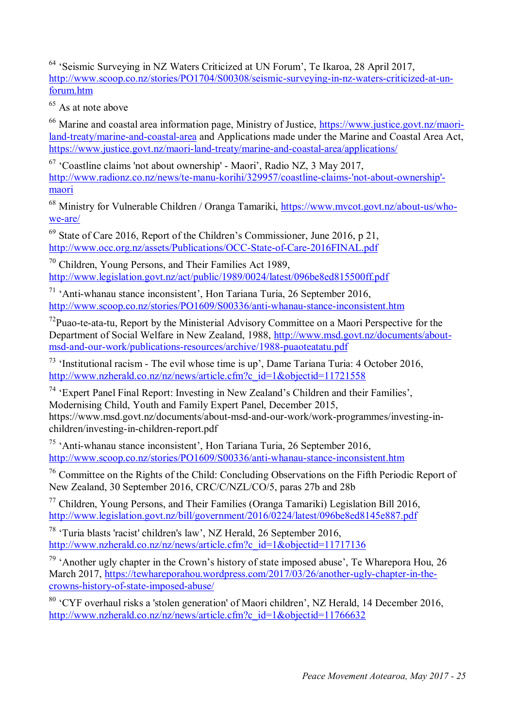[64] 'Seismic Surveying in NZ Waters Criticized at UN Forum', Te Ikaroa, 28 April 2017, http://www.scoop.co.nz/stories/PO1704/S00308/seismic-surveying-in-nz-waters-criticized-at-un-forum.htm

[65] As at note above

[66] Marine and coastal area information page, Ministry of Justice, https://www.justice.govt.nz/maori-land-treaty/marine-and-coastal-area and Applications made under the Marine and Coastal Area Act, https://www.justice.govt.nz/maori-land-treaty/marine-and-coastal-area/applications/

[67] 'Coastline claims 'not about ownership' - Maori', Radio NZ, 3 May 2017, http://www.radionz.co.nz/news/te-manu-korihi/329957/coastline-claims-'not-about-ownership'-maori

[68] Ministry for Vulnerable Children / Oranga Tamariki, https://www.mvcot.govt.nz/about-us/who-we-are/

[69] State of Care 2016, Report of the Children's Commissioner, June 2016, p 21, http://www.occ.org.nz/assets/Publications/OCC-State-of-Care-2016FINAL.pdf

[70] Children, Young Persons, and Their Families Act 1989, http://www.legislation.govt.nz/act/public/1989/0024/latest/096be8ed815500ff.pdf

[71] 'Anti-whanau stance inconsistent', Hon Tariana Turia, 26 September 2016, http://www.scoop.co.nz/stories/PO1609/S00336/anti-whanau-stance-inconsistent.htm

[72] Puao-te-ata-tu, Report by the Ministerial Advisory Committee on a Maori Perspective for the Department of Social Welfare in New Zealand, 1988, http://www.msd.govt.nz/documents/about-msd-and-our-work/publications-resources/archive/1988-puaoteatatu.pdf

[73] 'Institutional racism - The evil whose time is up', Dame Tariana Turia: 4 October 2016, http://www.nzherald.co.nz/nz/news/article.cfm?c_id=1&objectid=11721558

[74] 'Expert Panel Final Report: Investing in New Zealand's Children and their Families', Modernising Child, Youth and Family Expert Panel, December 2015, https://www.msd.govt.nz/documents/about-msd-and-our-work/work-programmes/investing-in-children/investing-in-children-report.pdf

[75] 'Anti-whanau stance inconsistent', Hon Tariana Turia, 26 September 2016, http://www.scoop.co.nz/stories/PO1609/S00336/anti-whanau-stance-inconsistent.htm

[76] Committee on the Rights of the Child: Concluding Observations on the Fifth Periodic Report of New Zealand, 30 September 2016, CRC/C/NZL/CO/5, paras 27b and 28b

[77] Children, Young Persons, and Their Families (Oranga Tamariki) Legislation Bill 2016, http://www.legislation.govt.nz/bill/government/2016/0224/latest/096be8ed8145e887.pdf

[78] 'Turia blasts 'racist' children's law', NZ Herald, 26 September 2016, http://www.nzherald.co.nz/nz/news/article.cfm?c_id=1&objectid=11717136

[79] 'Another ugly chapter in the Crown's history of state imposed abuse', Te Wharepora Hou, 26 March 2017, https://tewhareporahou.wordpress.com/2017/03/26/another-ugly-chapter-in-the-crowns-history-of-state-imposed-abuse/

[80] 'CYF overhaul risks a 'stolen generation' of Maori children', NZ Herald, 14 December 2016, http://www.nzherald.co.nz/nz/news/article.cfm?c_id=1&objectid=11766632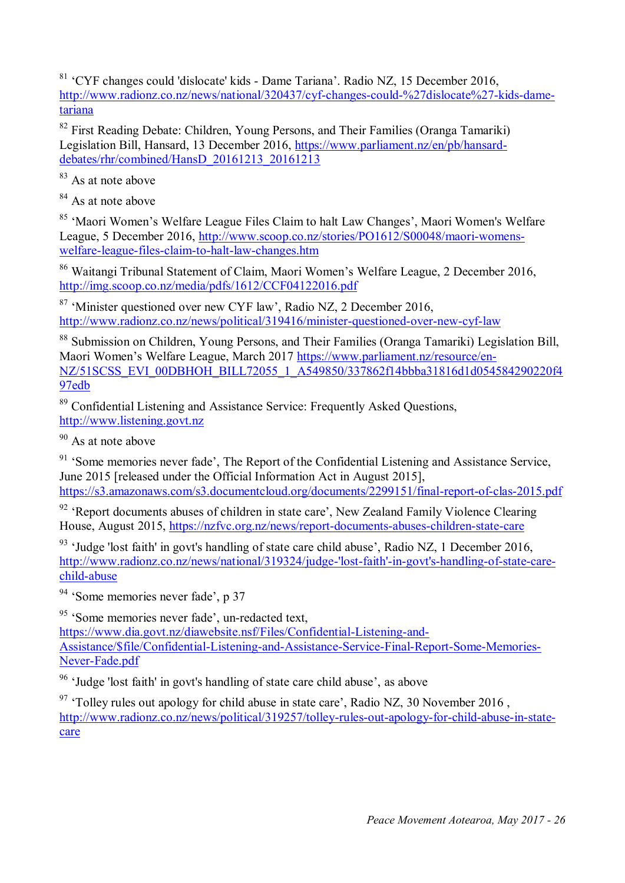[81] 'CYF changes could 'dislocate' kids - Dame Tariana'. Radio NZ, 15 December 2016, http://www.radionz.co.nz/news/national/320437/cyf-changes-could-%27dislocate%27-kids-dame-tariana

[82] First Reading Debate: Children, Young Persons, and Their Families (Oranga Tamariki) Legislation Bill, Hansard, 13 December 2016, https://www.parliament.nz/en/pb/hansard-debates/rhr/combined/HansD_20161213_20161213

[83] As at note above

[84] As at note above

[85] 'Maori Women's Welfare League Files Claim to halt Law Changes', Maori Women's Welfare League, 5 December 2016, http://www.scoop.co.nz/stories/PO1612/S00048/maori-womens-welfare-league-files-claim-to-halt-law-changes.htm

[86] Waitangi Tribunal Statement of Claim, Maori Women's Welfare League, 2 December 2016, http://img.scoop.co.nz/media/pdfs/1612/CCF04122016.pdf

[87] 'Minister questioned over new CYF law', Radio NZ, 2 December 2016, http://www.radionz.co.nz/news/political/319416/minister-questioned-over-new-cyf-law

[88] Submission on Children, Young Persons, and Their Families (Oranga Tamariki) Legislation Bill, Maori Women's Welfare League, March 2017 https://www.parliament.nz/resource/en-NZ/51SCSS_EVI_00DBHOH_BILL72055_1_A549850/337862f14bbba31816d1d054584290220f497edb

[89] Confidential Listening and Assistance Service: Frequently Asked Questions, http://www.listening.govt.nz

[90] As at note above

[91] 'Some memories never fade', The Report of the Confidential Listening and Assistance Service, June 2015 [released under the Official Information Act in August 2015], https://s3.amazonaws.com/s3.documentcloud.org/documents/2299151/final-report-of-clas-2015.pdf

[92] 'Report documents abuses of children in state care', New Zealand Family Violence Clearing House, August 2015, https://nzfvc.org.nz/news/report-documents-abuses-children-state-care

[93] 'Judge 'lost faith' in govt's handling of state care child abuse', Radio NZ, 1 December 2016, http://www.radionz.co.nz/news/national/319324/judge-'lost-faith'-in-govt's-handling-of-state-care-child-abuse

[94] 'Some memories never fade', p 37

[95] 'Some memories never fade', un-redacted text, https://www.dia.govt.nz/diawebsite.nsf/Files/Confidential-Listening-and-Assistance/$file/Confidential-Listening-and-Assistance-Service-Final-Report-Some-Memories-Never-Fade.pdf

[96] 'Judge 'lost faith' in govt's handling of state care child abuse', as above

[97] 'Tolley rules out apology for child abuse in state care', Radio NZ, 30 November 2016 , http://www.radionz.co.nz/news/political/319257/tolley-rules-out-apology-for-child-abuse-in-state-care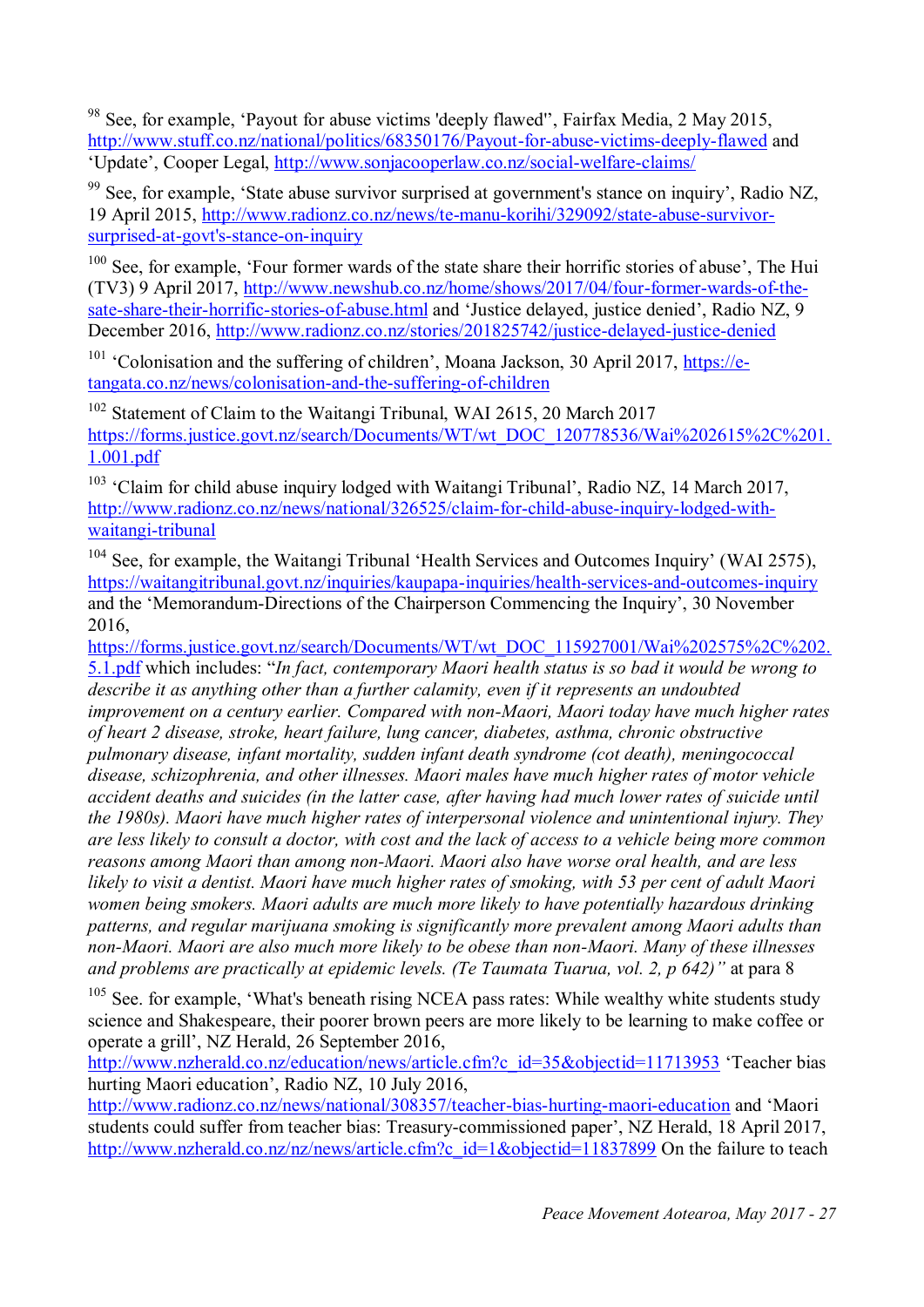[98] See, for example, 'Payout for abuse victims 'deeply flawed'', Fairfax Media, 2 May 2015, http://www.stuff.co.nz/national/politics/68350176/Payout-for-abuse-victims-deeply-flawed and 'Update', Cooper Legal, http://www.sonjacooperlaw.co.nz/social-welfare-claims/

[99] See, for example, 'State abuse survivor surprised at government's stance on inquiry', Radio NZ, 19 April 2015, http://www.radionz.co.nz/news/te-manu-korihi/329092/state-abuse-survivor-surprised-at-govt's-stance-on-inquiry

[100] See, for example, 'Four former wards of the state share their horrific stories of abuse', The Hui (TV3) 9 April 2017, http://www.newshub.co.nz/home/shows/2017/04/four-former-wards-of-the-sate-share-their-horrific-stories-of-abuse.html and 'Justice delayed, justice denied', Radio NZ, 9 December 2016, http://www.radionz.co.nz/stories/201825742/justice-delayed-justice-denied

[101] 'Colonisation and the suffering of children', Moana Jackson, 30 April 2017, https://e-tangata.co.nz/news/colonisation-and-the-suffering-of-children

[102] Statement of Claim to the Waitangi Tribunal, WAI 2615, 20 March 2017 https://forms.justice.govt.nz/search/Documents/WT/wt_DOC_120778536/Wai%202615%2C%201.1.001.pdf

[103] 'Claim for child abuse inquiry lodged with Waitangi Tribunal', Radio NZ, 14 March 2017, http://www.radionz.co.nz/news/national/326525/claim-for-child-abuse-inquiry-lodged-with-waitangi-tribunal

[104] See, for example, the Waitangi Tribunal 'Health Services and Outcomes Inquiry' (WAI 2575), https://waitangitribunal.govt.nz/inquiries/kaupapa-inquiries/health-services-and-outcomes-inquiry and the 'Memorandum-Directions of the Chairperson Commencing the Inquiry', 30 November 2016, https://forms.justice.govt.nz/search/Documents/WT/wt_DOC_115927001/Wai%202575%2C%202.5.1.pdf which includes: "*In fact, contemporary Maori health status is so bad it would be wrong to describe it as anything other than a further calamity, even if it represents an undoubted improvement on a century earlier. Compared with non-Maori, Maori today have much higher rates of heart 2 disease, stroke, heart failure, lung cancer, diabetes, asthma, chronic obstructive pulmonary disease, infant mortality, sudden infant death syndrome (cot death), meningococcal disease, schizophrenia, and other illnesses. Maori males have much higher rates of motor vehicle accident deaths and suicides (in the latter case, after having had much lower rates of suicide until the 1980s). Maori have much higher rates of interpersonal violence and unintentional injury. They are less likely to consult a doctor, with cost and the lack of access to a vehicle being more common reasons among Maori than among non-Maori. Maori also have worse oral health, and are less likely to visit a dentist. Maori have much higher rates of smoking, with 53 per cent of adult Maori women being smokers. Maori adults are much more likely to have potentially hazardous drinking patterns, and regular marijuana smoking is significantly more prevalent among Maori adults than non-Maori. Maori are also much more likely to be obese than non-Maori. Many of these illnesses and problems are practically at epidemic levels. (Te Taumata Tuarua, vol. 2, p 642)*" at para 8

[105] See. for example, 'What's beneath rising NCEA pass rates: While wealthy white students study science and Shakespeare, their poorer brown peers are more likely to be learning to make coffee or operate a grill', NZ Herald, 26 September 2016, http://www.nzherald.co.nz/education/news/article.cfm?c_id=35&objectid=11713953 'Teacher bias hurting Maori education', Radio NZ, 10 July 2016, http://www.radionz.co.nz/news/national/308357/teacher-bias-hurting-maori-education and 'Maori students could suffer from teacher bias: Treasury-commissioned paper', NZ Herald, 18 April 2017, http://www.nzherald.co.nz/nz/news/article.cfm?c_id=1&objectid=11837899 On the failure to teach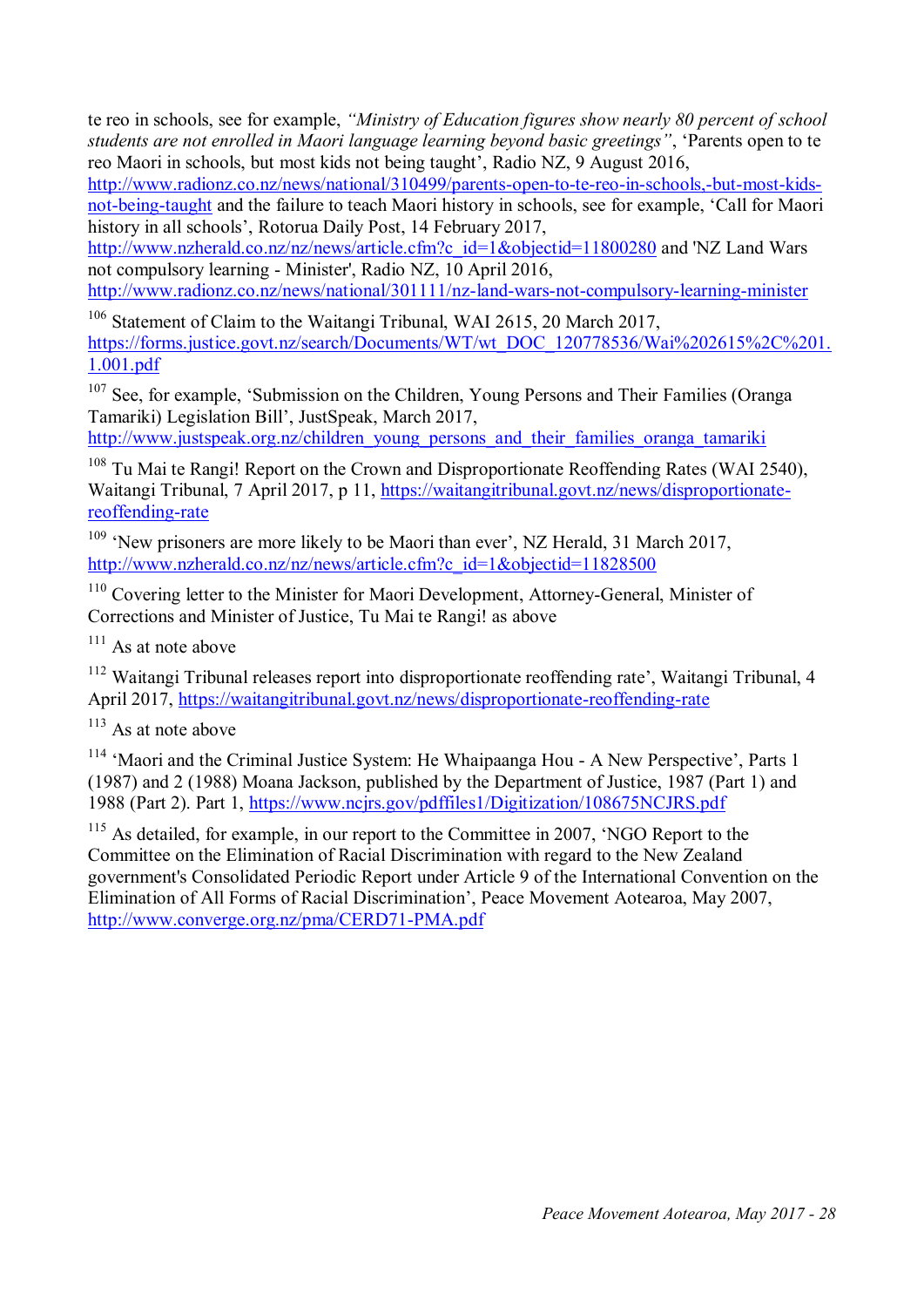te reo in schools, see for example, *"Ministry of Education figures show nearly 80 percent of school students are not enrolled in Maori language learning beyond basic greetings"*, 'Parents open to te reo Maori in schools, but most kids not being taught', Radio NZ, 9 August 2016, http://www.radionz.co.nz/news/national/310499/parents-open-to-te-reo-in-schools,-but-most-kids-not-being-taught and the failure to teach Maori history in schools, see for example, 'Call for Maori history in all schools', Rotorua Daily Post, 14 February 2017, http://www.nzherald.co.nz/nz/news/article.cfm?c_id=1&objectid=11800280 and 'NZ Land Wars not compulsory learning - Minister', Radio NZ, 10 April 2016, http://www.radionz.co.nz/news/national/301111/nz-land-wars-not-compulsory-learning-minister

[106] Statement of Claim to the Waitangi Tribunal, WAI 2615, 20 March 2017, https://forms.justice.govt.nz/search/Documents/WT/wt_DOC_120778536/Wai%202615%2C%201.1.001.pdf

[107] See, for example, 'Submission on the Children, Young Persons and Their Families (Oranga Tamariki) Legislation Bill', JustSpeak, March 2017, http://www.justspeak.org.nz/children_young_persons_and_their_families_oranga_tamariki

[108] Tu Mai te Rangi! Report on the Crown and Disproportionate Reoffending Rates (WAI 2540), Waitangi Tribunal, 7 April 2017, p 11, https://waitangitribunal.govt.nz/news/disproportionate-reoffending-rate

[109] 'New prisoners are more likely to be Maori than ever', NZ Herald, 31 March 2017, http://www.nzherald.co.nz/nz/news/article.cfm?c_id=1&objectid=11828500

[110] Covering letter to the Minister for Maori Development, Attorney-General, Minister of Corrections and Minister of Justice, Tu Mai te Rangi! as above

[111] As at note above

[112] Waitangi Tribunal releases report into disproportionate reoffending rate', Waitangi Tribunal, 4 April 2017, https://waitangitribunal.govt.nz/news/disproportionate-reoffending-rate

[113] As at note above

[114] 'Maori and the Criminal Justice System: He Whaipaanga Hou - A New Perspective', Parts 1 (1987) and 2 (1988) Moana Jackson, published by the Department of Justice, 1987 (Part 1) and 1988 (Part 2). Part 1, https://www.ncjrs.gov/pdffiles1/Digitization/108675NCJRS.pdf

[115] As detailed, for example, in our report to the Committee in 2007, 'NGO Report to the Committee on the Elimination of Racial Discrimination with regard to the New Zealand government's Consolidated Periodic Report under Article 9 of the International Convention on the Elimination of All Forms of Racial Discrimination', Peace Movement Aotearoa, May 2007, http://www.converge.org.nz/pma/CERD71-PMA.pdf